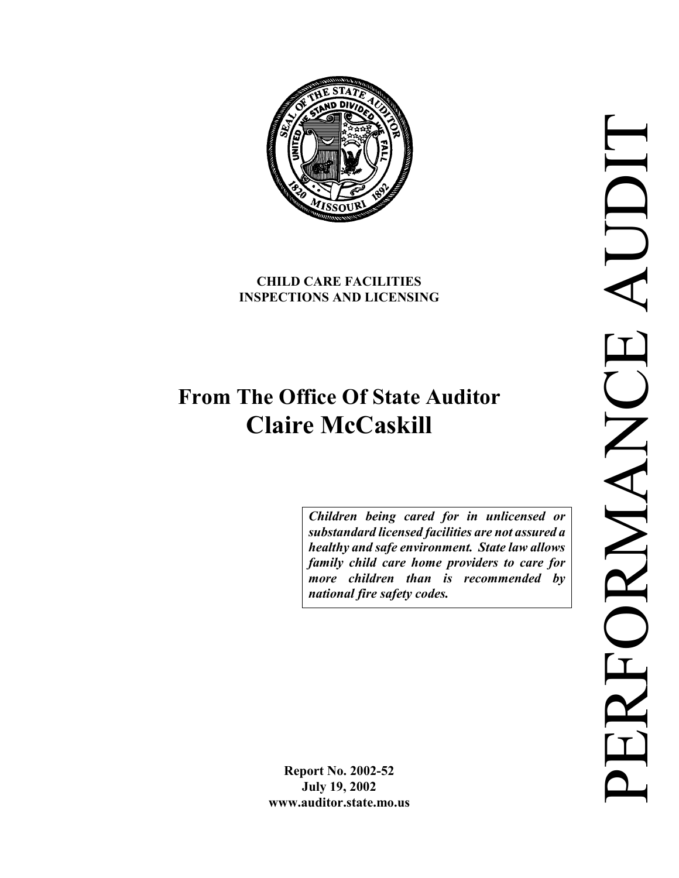**CHILD CARE FACILITIES**
**INSPECTIONS AND LICENSING**

# From The Office Of State Auditor
# Claire McCaskill

*Children being cared for in unlicensed or substandard licensed facilities are not assured a healthy and safe environment. State law allows family child care home providers to care for more children than is recommended by national fire safety codes.*

**Report No. 2002-52**
**July 19, 2002**
**www.auditor.state.mo.us**

PERFORMANCE AUDIT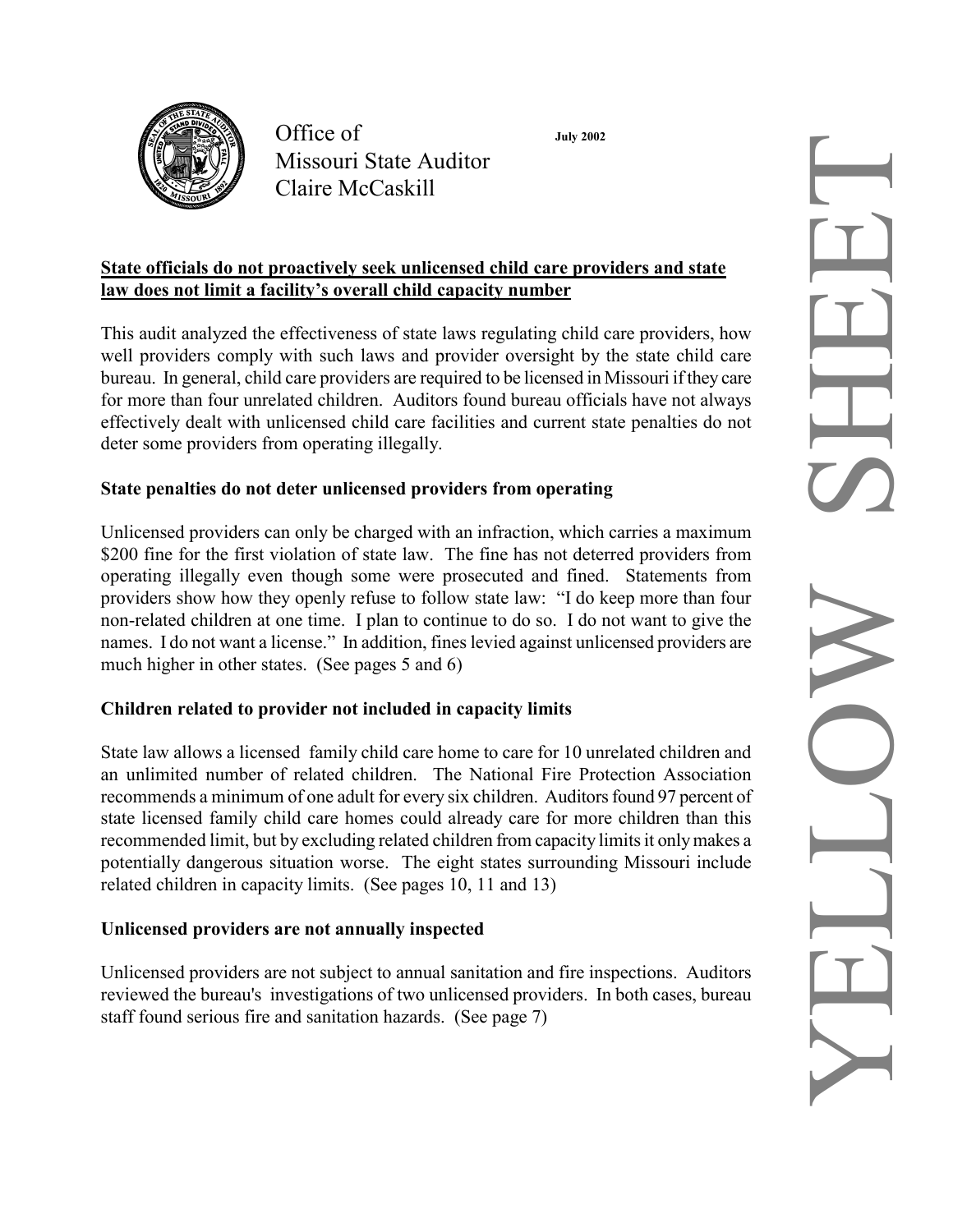Office of
Missouri State Auditor
Claire McCaskill

July 2002

YELLOW SHEET

**State officials do not proactively seek unlicensed child care providers and state law does not limit a facility's overall child capacity number**

This audit analyzed the effectiveness of state laws regulating child care providers, how well providers comply with such laws and provider oversight by the state child care bureau. In general, child care providers are required to be licensed in Missouri if they care for more than four unrelated children. Auditors found bureau officials have not always effectively dealt with unlicensed child care facilities and current state penalties do not deter some providers from operating illegally.

**State penalties do not deter unlicensed providers from operating**

Unlicensed providers can only be charged with an infraction, which carries a maximum $200 fine for the first violation of state law. The fine has not deterred providers from operating illegally even though some were prosecuted and fined. Statements from providers show how they openly refuse to follow state law: "I do keep more than four non-related children at one time. I plan to continue to do so. I do not want to give the names. I do not want a license." In addition, fines levied against unlicensed providers are much higher in other states. (See pages 5 and 6)

**Children related to provider not included in capacity limits**

State law allows a licensed family child care home to care for 10 unrelated children and an unlimited number of related children. The National Fire Protection Association recommends a minimum of one adult for every six children. Auditors found 97 percent of state licensed family child care homes could already care for more children than this recommended limit, but by excluding related children from capacity limits it only makes a potentially dangerous situation worse. The eight states surrounding Missouri include related children in capacity limits. (See pages 10, 11 and 13)

**Unlicensed providers are not annually inspected**

Unlicensed providers are not subject to annual sanitation and fire inspections. Auditors reviewed the bureau's investigations of two unlicensed providers. In both cases, bureau staff found serious fire and sanitation hazards. (See page 7)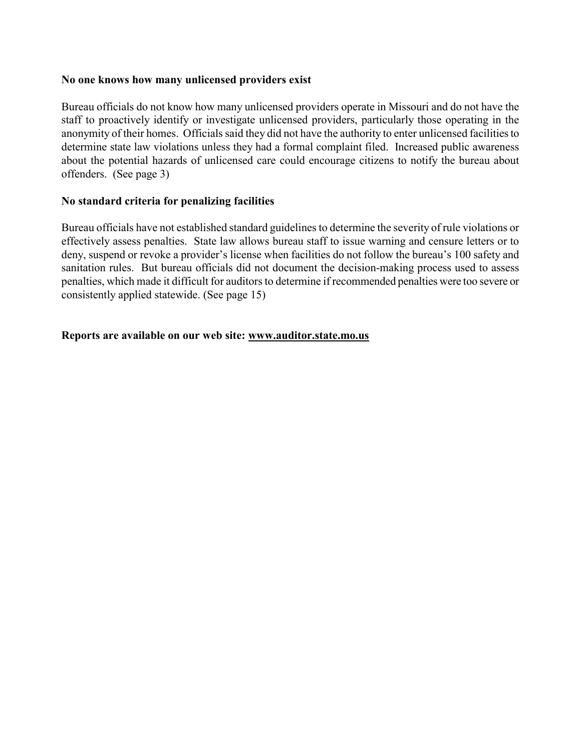**No one knows how many unlicensed providers exist**

Bureau officials do not know how many unlicensed providers operate in Missouri and do not have the staff to proactively identify or investigate unlicensed providers, particularly those operating in the anonymity of their homes. Officials said they did not have the authority to enter unlicensed facilities to determine state law violations unless they had a formal complaint filed. Increased public awareness about the potential hazards of unlicensed care could encourage citizens to notify the bureau about offenders. (See page 3)

**No standard criteria for penalizing facilities**

Bureau officials have not established standard guidelines to determine the severity of rule violations or effectively assess penalties. State law allows bureau staff to issue warning and censure letters or to deny, suspend or revoke a provider's license when facilities do not follow the bureau's 100 safety and sanitation rules. But bureau officials did not document the decision-making process used to assess penalties, which made it difficult for auditors to determine if recommended penalties were too severe or consistently applied statewide. (See page 15)

**Reports are available on our web site: www.auditor.state.mo.us**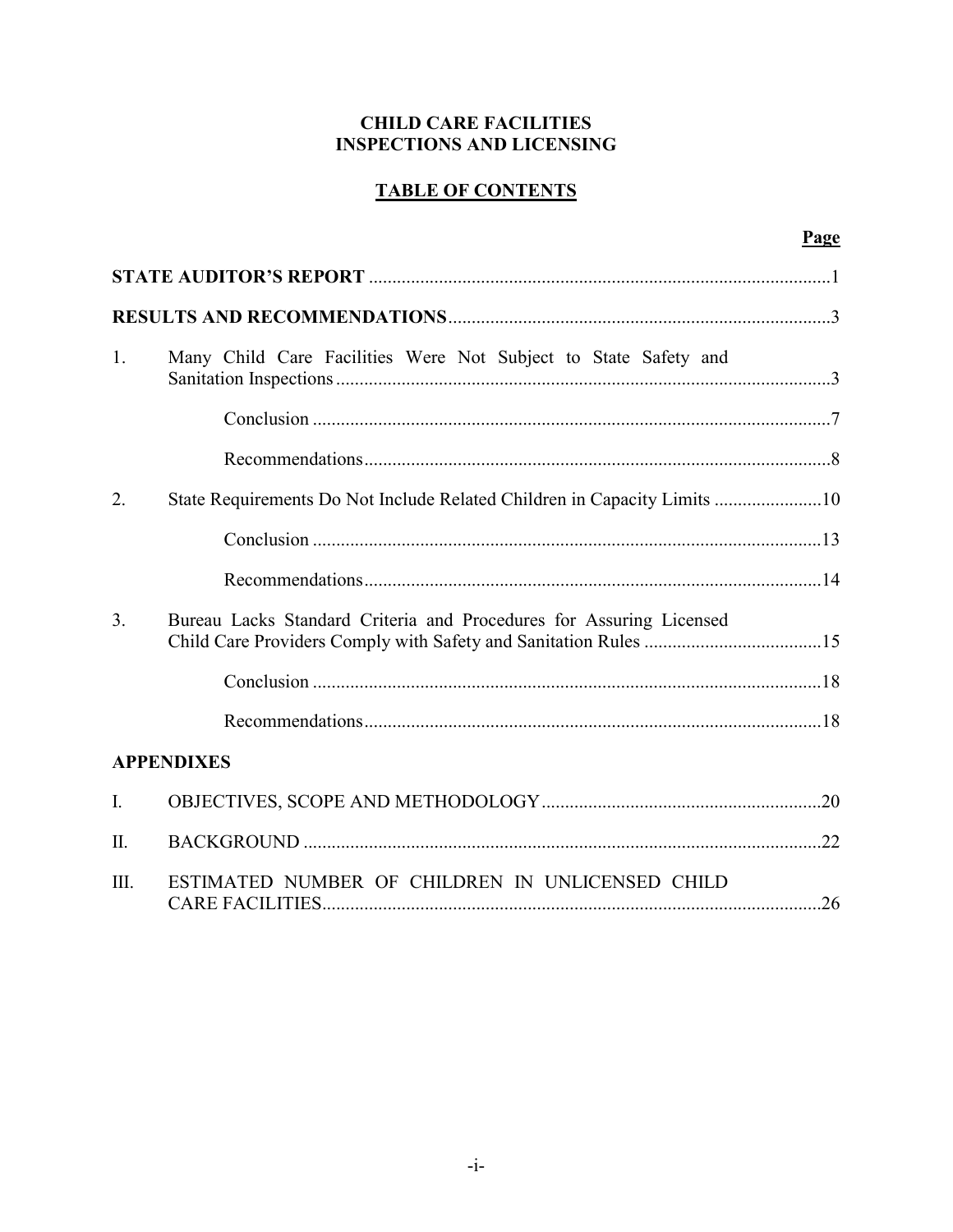**CHILD CARE FACILITIES**
**INSPECTIONS AND LICENSING**

**TABLE OF CONTENTS**

| | | Page |
|---|---|---|
| **STATE AUDITOR'S REPORT** | | 1 |
| **RESULTS AND RECOMMENDATIONS** | | 3 |
| 1. | Many Child Care Facilities Were Not Subject to State Safety and Sanitation Inspections | 3 |
| | Conclusion | 7 |
| | Recommendations | 8 |
| 2. | State Requirements Do Not Include Related Children in Capacity Limits | 10 |
| | Conclusion | 13 |
| | Recommendations | 14 |
| 3. | Bureau Lacks Standard Criteria and Procedures for Assuring Licensed Child Care Providers Comply with Safety and Sanitation Rules | 15 |
| | Conclusion | 18 |
| | Recommendations | 18 |
| **APPENDIXES** | | |
| I. | OBJECTIVES, SCOPE AND METHODOLOGY | 20 |
| II. | BACKGROUND | 22 |
| III. | ESTIMATED NUMBER OF CHILDREN IN UNLICENSED CHILD CARE FACILITIES | 26 |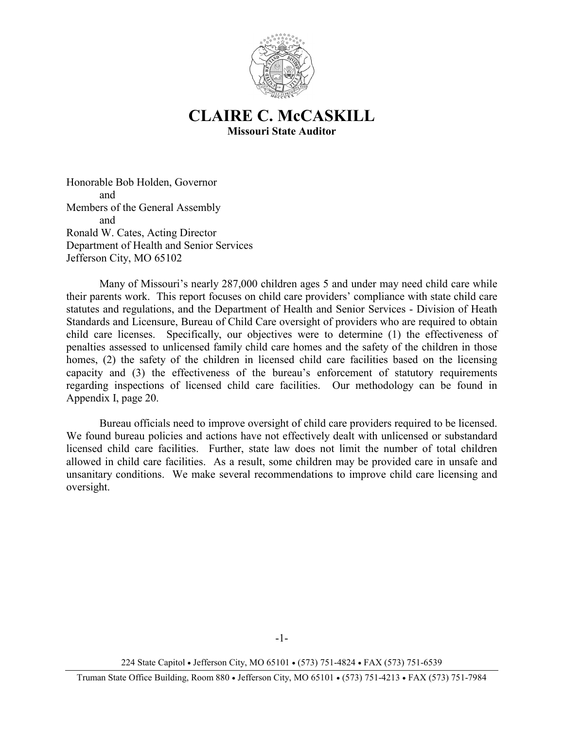# CLAIRE C. McCASKILL

**Missouri State Auditor**

Honorable Bob Holden, Governor
and
Members of the General Assembly
and
Ronald W. Cates, Acting Director
Department of Health and Senior Services
Jefferson City, MO 65102

Many of Missouri's nearly 287,000 children ages 5 and under may need child care while their parents work. This report focuses on child care providers' compliance with state child care statutes and regulations, and the Department of Health and Senior Services - Division of Heath Standards and Licensure, Bureau of Child Care oversight of providers who are required to obtain child care licenses. Specifically, our objectives were to determine (1) the effectiveness of penalties assessed to unlicensed family child care homes and the safety of the children in those homes, (2) the safety of the children in licensed child care facilities based on the licensing capacity and (3) the effectiveness of the bureau's enforcement of statutory requirements regarding inspections of licensed child care facilities. Our methodology can be found in Appendix I, page 20.

Bureau officials need to improve oversight of child care providers required to be licensed. We found bureau policies and actions have not effectively dealt with unlicensed or substandard licensed child care facilities. Further, state law does not limit the number of total children allowed in child care facilities. As a result, some children may be provided care in unsafe and unsanitary conditions. We make several recommendations to improve child care licensing and oversight.

224 State Capitol • Jefferson City, MO 65101 • (573) 751-4824 • FAX (573) 751-6539

Truman State Office Building, Room 880 • Jefferson City, MO 65101 • (573) 751-4213 • FAX (573) 751-7984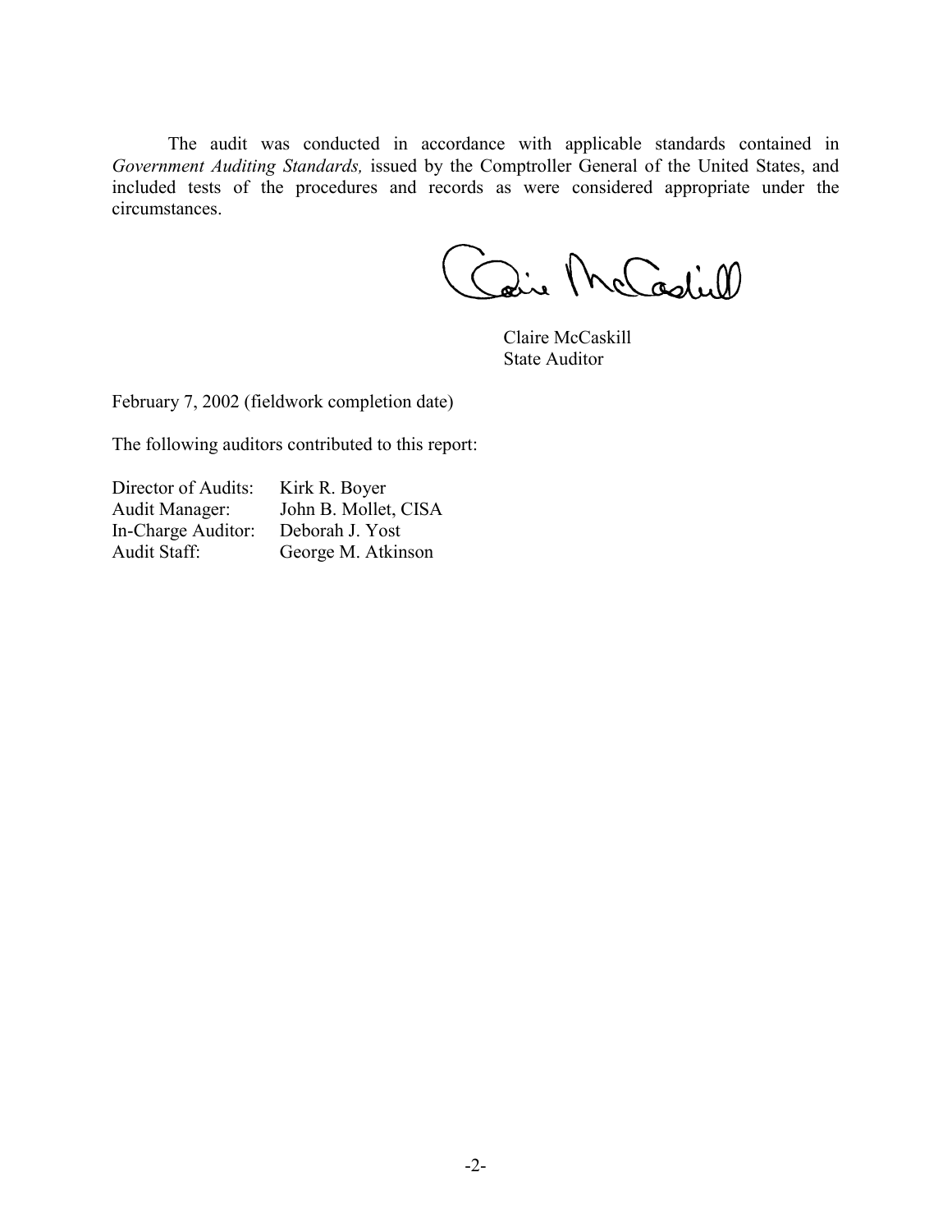The audit was conducted in accordance with applicable standards contained in *Government Auditing Standards,* issued by the Comptroller General of the United States, and included tests of the procedures and records as were considered appropriate under the circumstances.

Claire McCaskill  
State Auditor

February 7, 2002 (fieldwork completion date)

The following auditors contributed to this report:

Director of Audits: Kirk R. Boyer  
Audit Manager: John B. Mollet, CISA  
In-Charge Auditor: Deborah J. Yost  
Audit Staff: George M. Atkinson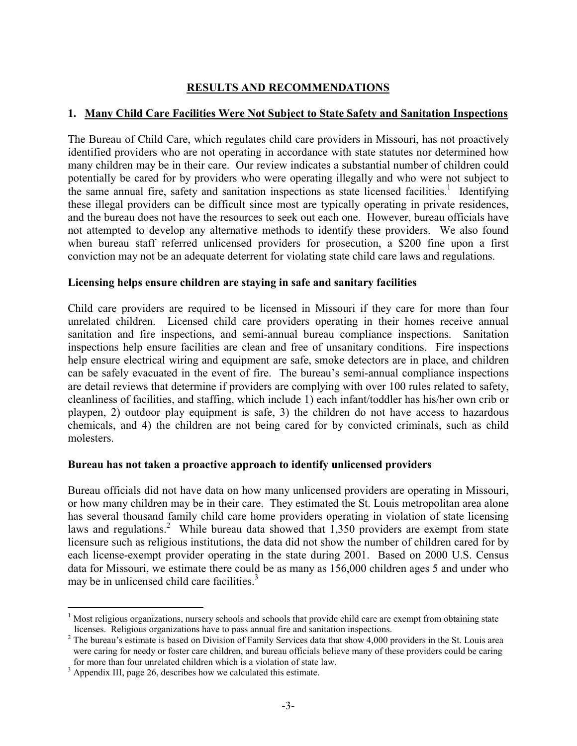## RESULTS AND RECOMMENDATIONS

### 1. Many Child Care Facilities Were Not Subject to State Safety and Sanitation Inspections

The Bureau of Child Care, which regulates child care providers in Missouri, has not proactively identified providers who are not operating in accordance with state statutes nor determined how many children may be in their care. Our review indicates a substantial number of children could potentially be cared for by providers who were operating illegally and who were not subject to the same annual fire, safety and sanitation inspections as state licensed facilities.[1] Identifying these illegal providers can be difficult since most are typically operating in private residences, and the bureau does not have the resources to seek out each one. However, bureau officials have not attempted to develop any alternative methods to identify these providers. We also found when bureau staff referred unlicensed providers for prosecution, a $200 fine upon a first conviction may not be an adequate deterrent for violating state child care laws and regulations.

**Licensing helps ensure children are staying in safe and sanitary facilities**

Child care providers are required to be licensed in Missouri if they care for more than four unrelated children. Licensed child care providers operating in their homes receive annual sanitation and fire inspections, and semi-annual bureau compliance inspections. Sanitation inspections help ensure facilities are clean and free of unsanitary conditions. Fire inspections help ensure electrical wiring and equipment are safe, smoke detectors are in place, and children can be safely evacuated in the event of fire. The bureau's semi-annual compliance inspections are detail reviews that determine if providers are complying with over 100 rules related to safety, cleanliness of facilities, and staffing, which include 1) each infant/toddler has his/her own crib or playpen, 2) outdoor play equipment is safe, 3) the children do not have access to hazardous chemicals, and 4) the children are not being cared for by convicted criminals, such as child molesters.

**Bureau has not taken a proactive approach to identify unlicensed providers**

Bureau officials did not have data on how many unlicensed providers are operating in Missouri, or how many children may be in their care. They estimated the St. Louis metropolitan area alone has several thousand family child care home providers operating in violation of state licensing laws and regulations.[2] While bureau data showed that 1,350 providers are exempt from state licensure such as religious institutions, the data did not show the number of children cared for by each license-exempt provider operating in the state during 2001. Based on 2000 U.S. Census data for Missouri, we estimate there could be as many as 156,000 children ages 5 and under who may be in unlicensed child care facilities.[3]

---

[1] Most religious organizations, nursery schools and schools that provide child care are exempt from obtaining state licenses. Religious organizations have to pass annual fire and sanitation inspections.

[2] The bureau's estimate is based on Division of Family Services data that show 4,000 providers in the St. Louis area were caring for needy or foster care children, and bureau officials believe many of these providers could be caring for more than four unrelated children which is a violation of state law.

[3] Appendix III, page 26, describes how we calculated this estimate.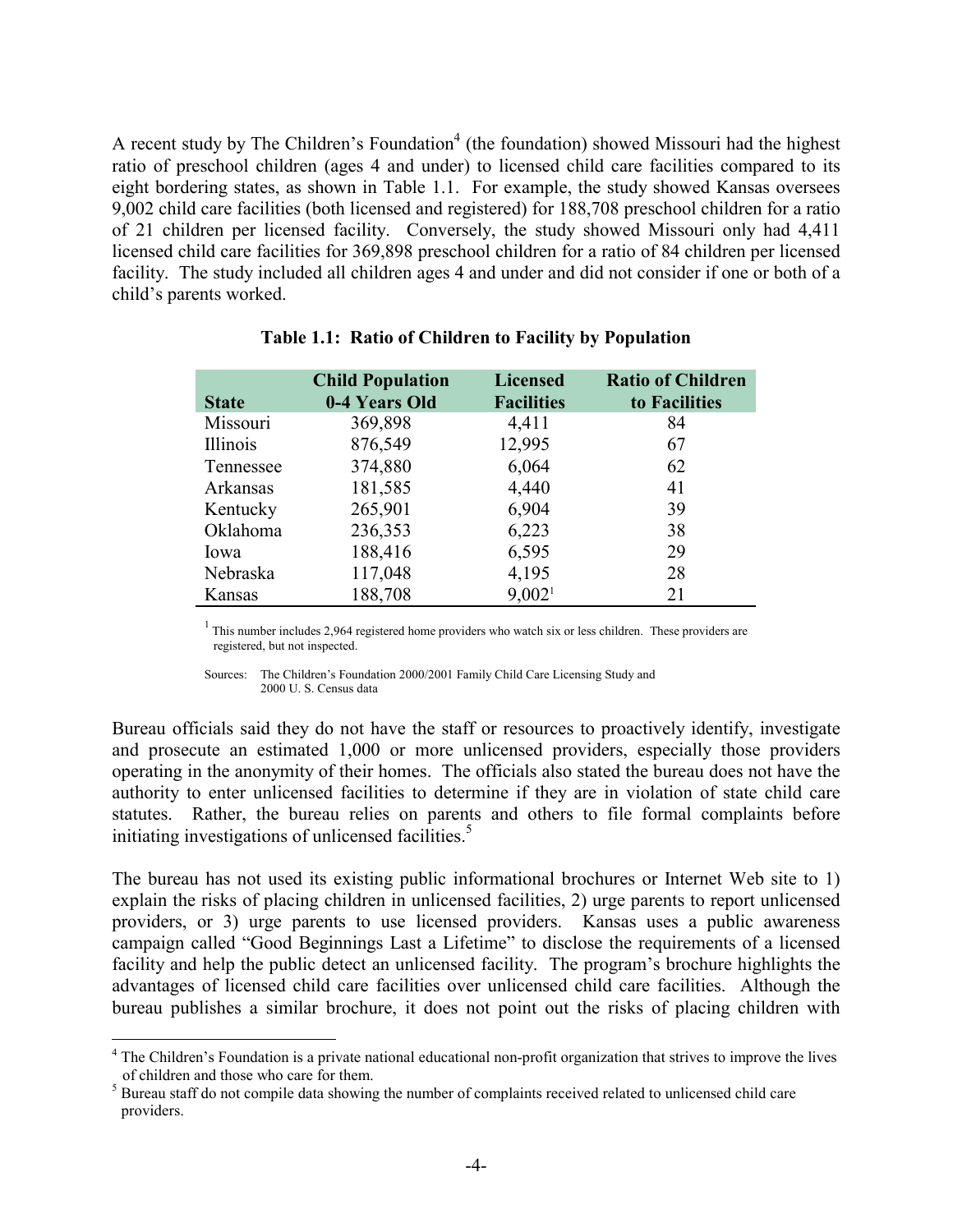A recent study by The Children's Foundation[4] (the foundation) showed Missouri had the highest ratio of preschool children (ages 4 and under) to licensed child care facilities compared to its eight bordering states, as shown in Table 1.1. For example, the study showed Kansas oversees 9,002 child care facilities (both licensed and registered) for 188,708 preschool children for a ratio of 21 children per licensed facility. Conversely, the study showed Missouri only had 4,411 licensed child care facilities for 369,898 preschool children for a ratio of 84 children per licensed facility. The study included all children ages 4 and under and did not consider if one or both of a child's parents worked.

**Table 1.1: Ratio of Children to Facility by Population**

| State | Child Population 0-4 Years Old | Licensed Facilities | Ratio of Children to Facilities |
|---|---|---|---|
| Missouri | 369,898 | 4,411 | 84 |
| Illinois | 876,549 | 12,995 | 67 |
| Tennessee | 374,880 | 6,064 | 62 |
| Arkansas | 181,585 | 4,440 | 41 |
| Kentucky | 265,901 | 6,904 | 39 |
| Oklahoma | 236,353 | 6,223 | 38 |
| Iowa | 188,416 | 6,595 | 29 |
| Nebraska | 117,048 | 4,195 | 28 |
| Kansas | 188,708 | 9,002[1] | 21 |

[1] This number includes 2,964 registered home providers who watch six or less children. These providers are registered, but not inspected.

Sources: The Children's Foundation 2000/2001 Family Child Care Licensing Study and 2000 U. S. Census data

Bureau officials said they do not have the staff or resources to proactively identify, investigate and prosecute an estimated 1,000 or more unlicensed providers, especially those providers operating in the anonymity of their homes. The officials also stated the bureau does not have the authority to enter unlicensed facilities to determine if they are in violation of state child care statutes. Rather, the bureau relies on parents and others to file formal complaints before initiating investigations of unlicensed facilities.[5]

The bureau has not used its existing public informational brochures or Internet Web site to 1) explain the risks of placing children in unlicensed facilities, 2) urge parents to report unlicensed providers, or 3) urge parents to use licensed providers. Kansas uses a public awareness campaign called "Good Beginnings Last a Lifetime" to disclose the requirements of a licensed facility and help the public detect an unlicensed facility. The program's brochure highlights the advantages of licensed child care facilities over unlicensed child care facilities. Although the bureau publishes a similar brochure, it does not point out the risks of placing children with

[4] The Children's Foundation is a private national educational non-profit organization that strives to improve the lives of children and those who care for them.

[5] Bureau staff do not compile data showing the number of complaints received related to unlicensed child care providers.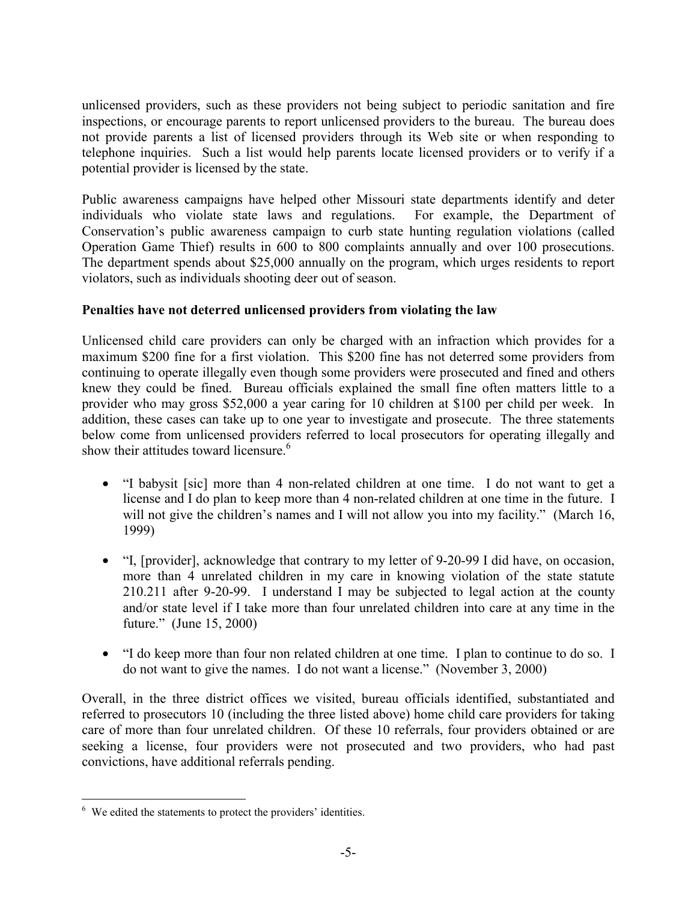unlicensed providers, such as these providers not being subject to periodic sanitation and fire inspections, or encourage parents to report unlicensed providers to the bureau. The bureau does not provide parents a list of licensed providers through its Web site or when responding to telephone inquiries. Such a list would help parents locate licensed providers or to verify if a potential provider is licensed by the state.

Public awareness campaigns have helped other Missouri state departments identify and deter individuals who violate state laws and regulations. For example, the Department of Conservation's public awareness campaign to curb state hunting regulation violations (called Operation Game Thief) results in 600 to 800 complaints annually and over 100 prosecutions. The department spends about $25,000 annually on the program, which urges residents to report violators, such as individuals shooting deer out of season.

**Penalties have not deterred unlicensed providers from violating the law**

Unlicensed child care providers can only be charged with an infraction which provides for a maximum $200 fine for a first violation. This $200 fine has not deterred some providers from continuing to operate illegally even though some providers were prosecuted and fined and others knew they could be fined. Bureau officials explained the small fine often matters little to a provider who may gross $52,000 a year caring for 10 children at $100 per child per week. In addition, these cases can take up to one year to investigate and prosecute. The three statements below come from unlicensed providers referred to local prosecutors for operating illegally and show their attitudes toward licensure.[6]

- "I babysit [sic] more than 4 non-related children at one time. I do not want to get a license and I do plan to keep more than 4 non-related children at one time in the future. I will not give the children's names and I will not allow you into my facility." (March 16, 1999)
- "I, [provider], acknowledge that contrary to my letter of 9-20-99 I did have, on occasion, more than 4 unrelated children in my care in knowing violation of the state statute 210.211 after 9-20-99. I understand I may be subjected to legal action at the county and/or state level if I take more than four unrelated children into care at any time in the future." (June 15, 2000)
- "I do keep more than four non related children at one time. I plan to continue to do so. I do not want to give the names. I do not want a license." (November 3, 2000)

Overall, in the three district offices we visited, bureau officials identified, substantiated and referred to prosecutors 10 (including the three listed above) home child care providers for taking care of more than four unrelated children. Of these 10 referrals, four providers obtained or are seeking a license, four providers were not prosecuted and two providers, who had past convictions, have additional referrals pending.

[6] We edited the statements to protect the providers' identities.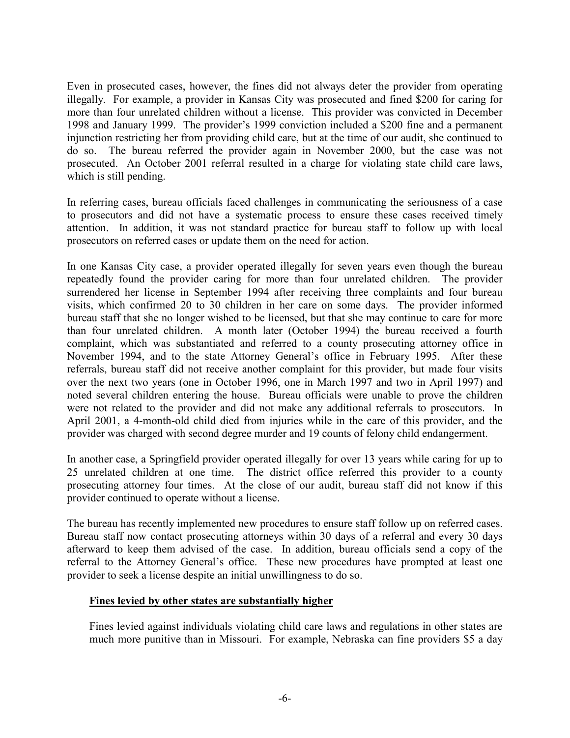Even in prosecuted cases, however, the fines did not always deter the provider from operating illegally. For example, a provider in Kansas City was prosecuted and fined $200 for caring for more than four unrelated children without a license. This provider was convicted in December 1998 and January 1999. The provider's 1999 conviction included a $200 fine and a permanent injunction restricting her from providing child care, but at the time of our audit, she continued to do so. The bureau referred the provider again in November 2000, but the case was not prosecuted. An October 2001 referral resulted in a charge for violating state child care laws, which is still pending.

In referring cases, bureau officials faced challenges in communicating the seriousness of a case to prosecutors and did not have a systematic process to ensure these cases received timely attention. In addition, it was not standard practice for bureau staff to follow up with local prosecutors on referred cases or update them on the need for action.

In one Kansas City case, a provider operated illegally for seven years even though the bureau repeatedly found the provider caring for more than four unrelated children. The provider surrendered her license in September 1994 after receiving three complaints and four bureau visits, which confirmed 20 to 30 children in her care on some days. The provider informed bureau staff that she no longer wished to be licensed, but that she may continue to care for more than four unrelated children. A month later (October 1994) the bureau received a fourth complaint, which was substantiated and referred to a county prosecuting attorney office in November 1994, and to the state Attorney General's office in February 1995. After these referrals, bureau staff did not receive another complaint for this provider, but made four visits over the next two years (one in October 1996, one in March 1997 and two in April 1997) and noted several children entering the house. Bureau officials were unable to prove the children were not related to the provider and did not make any additional referrals to prosecutors. In April 2001, a 4-month-old child died from injuries while in the care of this provider, and the provider was charged with second degree murder and 19 counts of felony child endangerment.

In another case, a Springfield provider operated illegally for over 13 years while caring for up to 25 unrelated children at one time. The district office referred this provider to a county prosecuting attorney four times. At the close of our audit, bureau staff did not know if this provider continued to operate without a license.

The bureau has recently implemented new procedures to ensure staff follow up on referred cases. Bureau staff now contact prosecuting attorneys within 30 days of a referral and every 30 days afterward to keep them advised of the case. In addition, bureau officials send a copy of the referral to the Attorney General's office. These new procedures have prompted at least one provider to seek a license despite an initial unwillingness to do so.

**Fines levied by other states are substantially higher**

Fines levied against individuals violating child care laws and regulations in other states are much more punitive than in Missouri. For example, Nebraska can fine providers $5 a day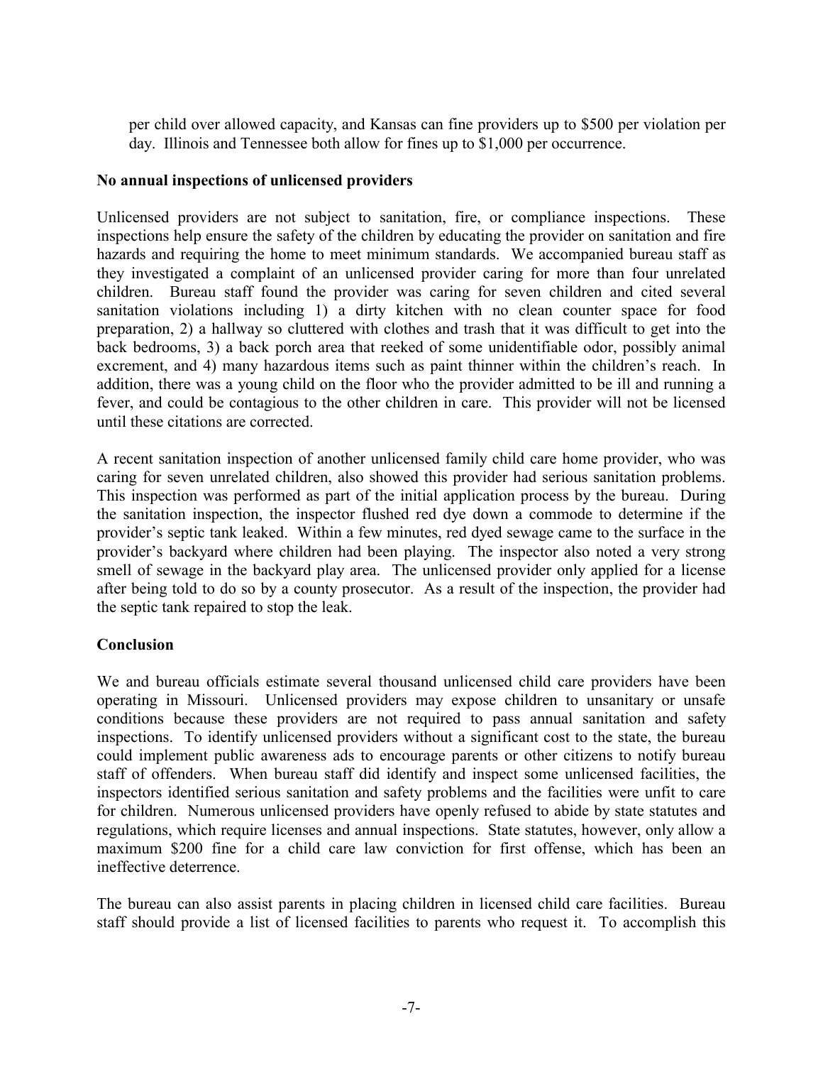per child over allowed capacity, and Kansas can fine providers up to $500 per violation per day. Illinois and Tennessee both allow for fines up to $1,000 per occurrence.

**No annual inspections of unlicensed providers**

Unlicensed providers are not subject to sanitation, fire, or compliance inspections. These inspections help ensure the safety of the children by educating the provider on sanitation and fire hazards and requiring the home to meet minimum standards. We accompanied bureau staff as they investigated a complaint of an unlicensed provider caring for more than four unrelated children. Bureau staff found the provider was caring for seven children and cited several sanitation violations including 1) a dirty kitchen with no clean counter space for food preparation, 2) a hallway so cluttered with clothes and trash that it was difficult to get into the back bedrooms, 3) a back porch area that reeked of some unidentifiable odor, possibly animal excrement, and 4) many hazardous items such as paint thinner within the children's reach. In addition, there was a young child on the floor who the provider admitted to be ill and running a fever, and could be contagious to the other children in care. This provider will not be licensed until these citations are corrected.

A recent sanitation inspection of another unlicensed family child care home provider, who was caring for seven unrelated children, also showed this provider had serious sanitation problems. This inspection was performed as part of the initial application process by the bureau. During the sanitation inspection, the inspector flushed red dye down a commode to determine if the provider's septic tank leaked. Within a few minutes, red dyed sewage came to the surface in the provider's backyard where children had been playing. The inspector also noted a very strong smell of sewage in the backyard play area. The unlicensed provider only applied for a license after being told to do so by a county prosecutor. As a result of the inspection, the provider had the septic tank repaired to stop the leak.

**Conclusion**

We and bureau officials estimate several thousand unlicensed child care providers have been operating in Missouri. Unlicensed providers may expose children to unsanitary or unsafe conditions because these providers are not required to pass annual sanitation and safety inspections. To identify unlicensed providers without a significant cost to the state, the bureau could implement public awareness ads to encourage parents or other citizens to notify bureau staff of offenders. When bureau staff did identify and inspect some unlicensed facilities, the inspectors identified serious sanitation and safety problems and the facilities were unfit to care for children. Numerous unlicensed providers have openly refused to abide by state statutes and regulations, which require licenses and annual inspections. State statutes, however, only allow a maximum $200 fine for a child care law conviction for first offense, which has been an ineffective deterrence.

The bureau can also assist parents in placing children in licensed child care facilities. Bureau staff should provide a list of licensed facilities to parents who request it. To accomplish this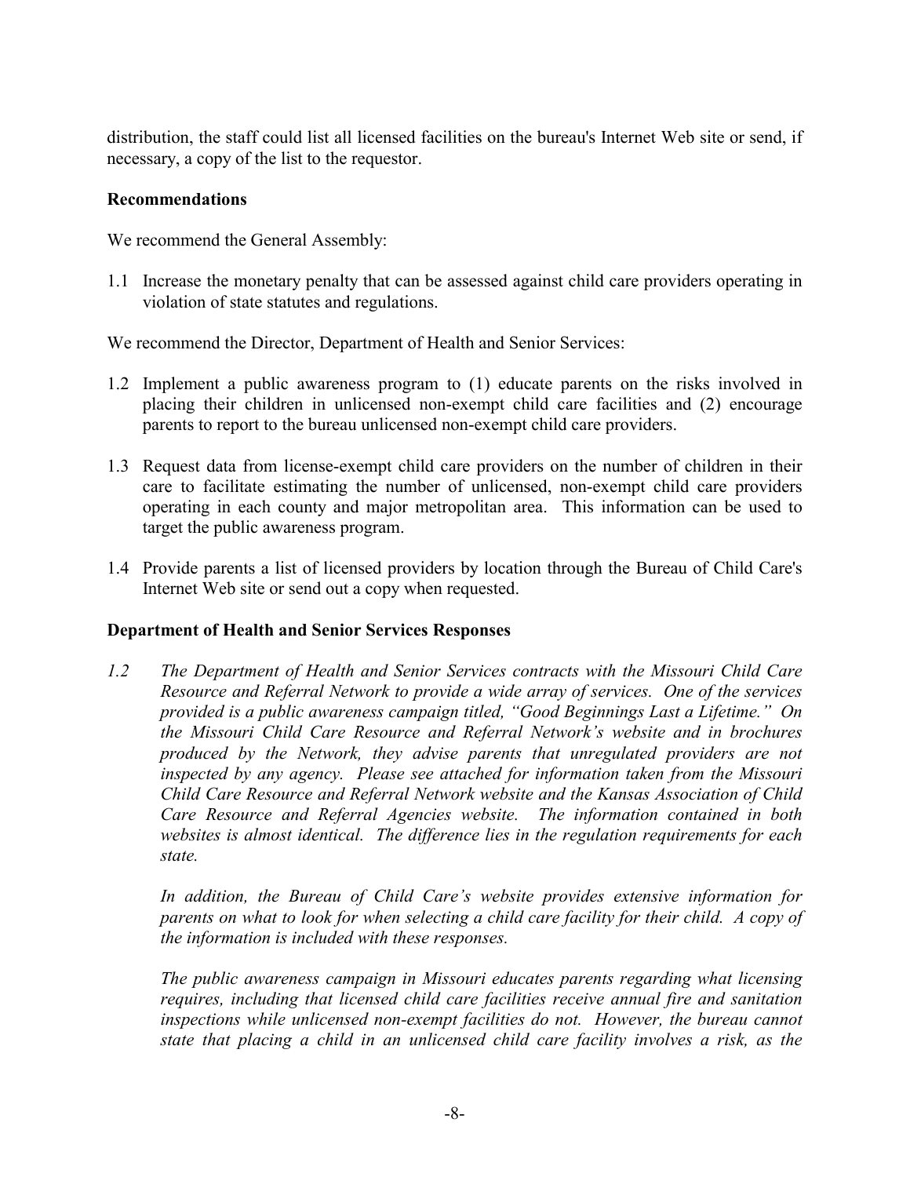distribution, the staff could list all licensed facilities on the bureau's Internet Web site or send, if necessary, a copy of the list to the requestor.

**Recommendations**

We recommend the General Assembly:

1.1 Increase the monetary penalty that can be assessed against child care providers operating in violation of state statutes and regulations.

We recommend the Director, Department of Health and Senior Services:

1.2 Implement a public awareness program to (1) educate parents on the risks involved in placing their children in unlicensed non-exempt child care facilities and (2) encourage parents to report to the bureau unlicensed non-exempt child care providers.

1.3 Request data from license-exempt child care providers on the number of children in their care to facilitate estimating the number of unlicensed, non-exempt child care providers operating in each county and major metropolitan area. This information can be used to target the public awareness program.

1.4 Provide parents a list of licensed providers by location through the Bureau of Child Care's Internet Web site or send out a copy when requested.

**Department of Health and Senior Services Responses**

*1.2 The Department of Health and Senior Services contracts with the Missouri Child Care Resource and Referral Network to provide a wide array of services. One of the services provided is a public awareness campaign titled, "Good Beginnings Last a Lifetime." On the Missouri Child Care Resource and Referral Network's website and in brochures produced by the Network, they advise parents that unregulated providers are not inspected by any agency. Please see attached for information taken from the Missouri Child Care Resource and Referral Network website and the Kansas Association of Child Care Resource and Referral Agencies website. The information contained in both websites is almost identical. The difference lies in the regulation requirements for each state.*

*In addition, the Bureau of Child Care's website provides extensive information for parents on what to look for when selecting a child care facility for their child. A copy of the information is included with these responses.*

*The public awareness campaign in Missouri educates parents regarding what licensing requires, including that licensed child care facilities receive annual fire and sanitation inspections while unlicensed non-exempt facilities do not. However, the bureau cannot state that placing a child in an unlicensed child care facility involves a risk, as the*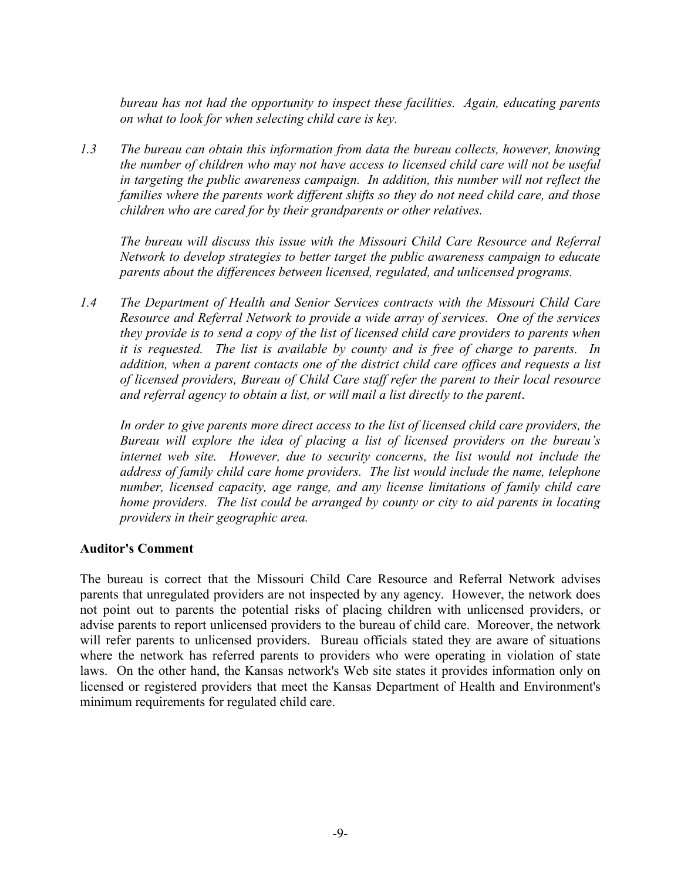*bureau has not had the opportunity to inspect these facilities. Again, educating parents on what to look for when selecting child care is key.*

*1.3 The bureau can obtain this information from data the bureau collects, however, knowing the number of children who may not have access to licensed child care will not be useful in targeting the public awareness campaign. In addition, this number will not reflect the families where the parents work different shifts so they do not need child care, and those children who are cared for by their grandparents or other relatives.*

*The bureau will discuss this issue with the Missouri Child Care Resource and Referral Network to develop strategies to better target the public awareness campaign to educate parents about the differences between licensed, regulated, and unlicensed programs.*

*1.4 The Department of Health and Senior Services contracts with the Missouri Child Care Resource and Referral Network to provide a wide array of services. One of the services they provide is to send a copy of the list of licensed child care providers to parents when it is requested. The list is available by county and is free of charge to parents. In addition, when a parent contacts one of the district child care offices and requests a list of licensed providers, Bureau of Child Care staff refer the parent to their local resource and referral agency to obtain a list, or will mail a list directly to the parent.*

*In order to give parents more direct access to the list of licensed child care providers, the Bureau will explore the idea of placing a list of licensed providers on the bureau's internet web site. However, due to security concerns, the list would not include the address of family child care home providers. The list would include the name, telephone number, licensed capacity, age range, and any license limitations of family child care home providers. The list could be arranged by county or city to aid parents in locating providers in their geographic area.*

**Auditor's Comment**

The bureau is correct that the Missouri Child Care Resource and Referral Network advises parents that unregulated providers are not inspected by any agency. However, the network does not point out to parents the potential risks of placing children with unlicensed providers, or advise parents to report unlicensed providers to the bureau of child care. Moreover, the network will refer parents to unlicensed providers. Bureau officials stated they are aware of situations where the network has referred parents to providers who were operating in violation of state laws. On the other hand, the Kansas network's Web site states it provides information only on licensed or registered providers that meet the Kansas Department of Health and Environment's minimum requirements for regulated child care.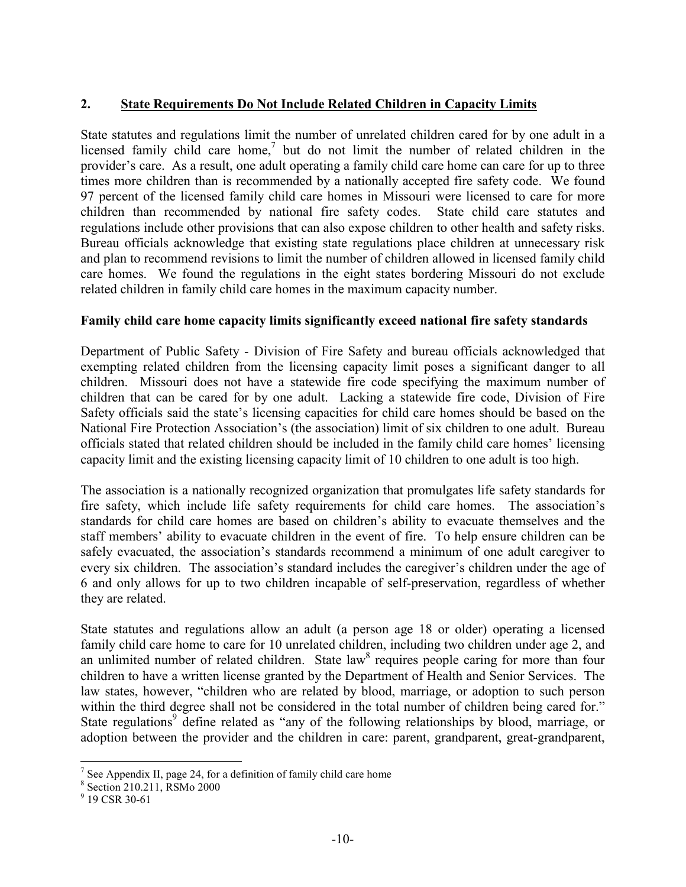## 2. State Requirements Do Not Include Related Children in Capacity Limits

State statutes and regulations limit the number of unrelated children cared for by one adult in a licensed family child care home,[7] but do not limit the number of related children in the provider's care. As a result, one adult operating a family child care home can care for up to three times more children than is recommended by a nationally accepted fire safety code. We found 97 percent of the licensed family child care homes in Missouri were licensed to care for more children than recommended by national fire safety codes. State child care statutes and regulations include other provisions that can also expose children to other health and safety risks. Bureau officials acknowledge that existing state regulations place children at unnecessary risk and plan to recommend revisions to limit the number of children allowed in licensed family child care homes. We found the regulations in the eight states bordering Missouri do not exclude related children in family child care homes in the maximum capacity number.

**Family child care home capacity limits significantly exceed national fire safety standards**

Department of Public Safety - Division of Fire Safety and bureau officials acknowledged that exempting related children from the licensing capacity limit poses a significant danger to all children. Missouri does not have a statewide fire code specifying the maximum number of children that can be cared for by one adult. Lacking a statewide fire code, Division of Fire Safety officials said the state's licensing capacities for child care homes should be based on the National Fire Protection Association's (the association) limit of six children to one adult. Bureau officials stated that related children should be included in the family child care homes' licensing capacity limit and the existing licensing capacity limit of 10 children to one adult is too high.

The association is a nationally recognized organization that promulgates life safety standards for fire safety, which include life safety requirements for child care homes. The association's standards for child care homes are based on children's ability to evacuate themselves and the staff members' ability to evacuate children in the event of fire. To help ensure children can be safely evacuated, the association's standards recommend a minimum of one adult caregiver to every six children. The association's standard includes the caregiver's children under the age of 6 and only allows for up to two children incapable of self-preservation, regardless of whether they are related.

State statutes and regulations allow an adult (a person age 18 or older) operating a licensed family child care home to care for 10 unrelated children, including two children under age 2, and an unlimited number of related children. State law[8] requires people caring for more than four children to have a written license granted by the Department of Health and Senior Services. The law states, however, "children who are related by blood, marriage, or adoption to such person within the third degree shall not be considered in the total number of children being cared for." State regulations[9] define related as "any of the following relationships by blood, marriage, or adoption between the provider and the children in care: parent, grandparent, great-grandparent,

[7] See Appendix II, page 24, for a definition of family child care home

[8] Section 210.211, RSMo 2000

[9] 19 CSR 30-61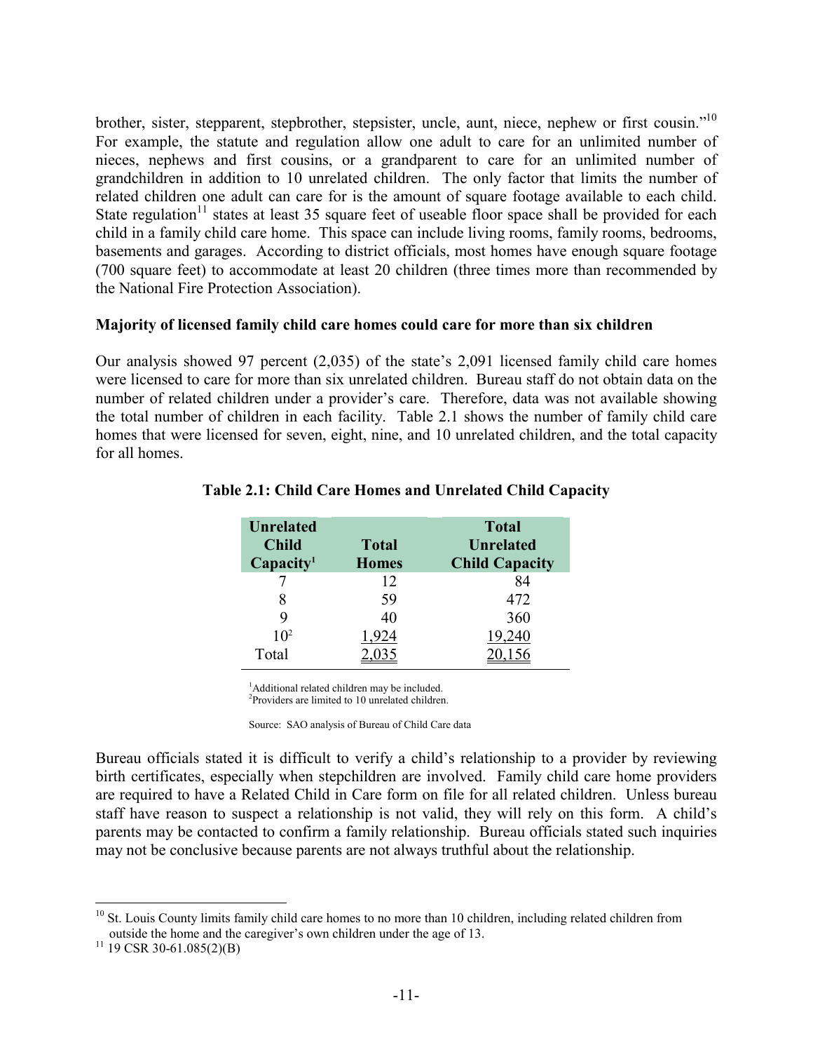brother, sister, stepparent, stepbrother, stepsister, uncle, aunt, niece, nephew or first cousin."[10] For example, the statute and regulation allow one adult to care for an unlimited number of nieces, nephews and first cousins, or a grandparent to care for an unlimited number of grandchildren in addition to 10 unrelated children. The only factor that limits the number of related children one adult can care for is the amount of square footage available to each child. State regulation[11] states at least 35 square feet of useable floor space shall be provided for each child in a family child care home. This space can include living rooms, family rooms, bedrooms, basements and garages. According to district officials, most homes have enough square footage (700 square feet) to accommodate at least 20 children (three times more than recommended by the National Fire Protection Association).

**Majority of licensed family child care homes could care for more than six children**

Our analysis showed 97 percent (2,035) of the state's 2,091 licensed family child care homes were licensed to care for more than six unrelated children. Bureau staff do not obtain data on the number of related children under a provider's care. Therefore, data was not available showing the total number of children in each facility. Table 2.1 shows the number of family child care homes that were licensed for seven, eight, nine, and 10 unrelated children, and the total capacity for all homes.

**Table 2.1: Child Care Homes and Unrelated Child Capacity**

| Unrelated Child Capacity[1] | Total Homes | Total Unrelated Child Capacity |
|---|---|---|
| 7 | 12 | 84 |
| 8 | 59 | 472 |
| 9 | 40 | 360 |
| 10[2] | 1,924 | 19,240 |
| Total | 2,035 | 20,156 |

[1]Additional related children may be included.
[2]Providers are limited to 10 unrelated children.

Source: SAO analysis of Bureau of Child Care data

Bureau officials stated it is difficult to verify a child's relationship to a provider by reviewing birth certificates, especially when stepchildren are involved. Family child care home providers are required to have a Related Child in Care form on file for all related children. Unless bureau staff have reason to suspect a relationship is not valid, they will rely on this form. A child's parents may be contacted to confirm a family relationship. Bureau officials stated such inquiries may not be conclusive because parents are not always truthful about the relationship.

[10] St. Louis County limits family child care homes to no more than 10 children, including related children from outside the home and the caregiver's own children under the age of 13.

[11] 19 CSR 30-61.085(2)(B)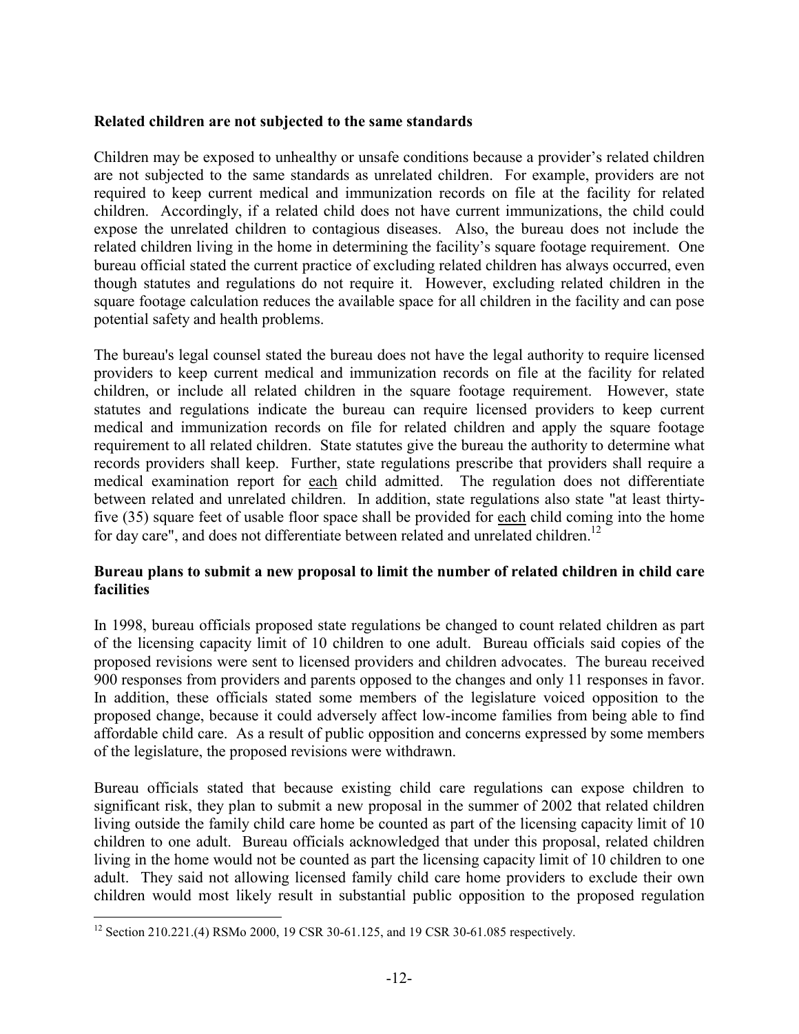**Related children are not subjected to the same standards**

Children may be exposed to unhealthy or unsafe conditions because a provider's related children are not subjected to the same standards as unrelated children. For example, providers are not required to keep current medical and immunization records on file at the facility for related children. Accordingly, if a related child does not have current immunizations, the child could expose the unrelated children to contagious diseases. Also, the bureau does not include the related children living in the home in determining the facility's square footage requirement. One bureau official stated the current practice of excluding related children has always occurred, even though statutes and regulations do not require it. However, excluding related children in the square footage calculation reduces the available space for all children in the facility and can pose potential safety and health problems.

The bureau's legal counsel stated the bureau does not have the legal authority to require licensed providers to keep current medical and immunization records on file at the facility for related children, or include all related children in the square footage requirement. However, state statutes and regulations indicate the bureau can require licensed providers to keep current medical and immunization records on file for related children and apply the square footage requirement to all related children. State statutes give the bureau the authority to determine what records providers shall keep. Further, state regulations prescribe that providers shall require a medical examination report for <u>each</u> child admitted. The regulation does not differentiate between related and unrelated children. In addition, state regulations also state "at least thirty-five (35) square feet of usable floor space shall be provided for <u>each</u> child coming into the home for day care", and does not differentiate between related and unrelated children.[12]

**Bureau plans to submit a new proposal to limit the number of related children in child care facilities**

In 1998, bureau officials proposed state regulations be changed to count related children as part of the licensing capacity limit of 10 children to one adult. Bureau officials said copies of the proposed revisions were sent to licensed providers and children advocates. The bureau received 900 responses from providers and parents opposed to the changes and only 11 responses in favor. In addition, these officials stated some members of the legislature voiced opposition to the proposed change, because it could adversely affect low-income families from being able to find affordable child care. As a result of public opposition and concerns expressed by some members of the legislature, the proposed revisions were withdrawn.

Bureau officials stated that because existing child care regulations can expose children to significant risk, they plan to submit a new proposal in the summer of 2002 that related children living outside the family child care home be counted as part of the licensing capacity limit of 10 children to one adult. Bureau officials acknowledged that under this proposal, related children living in the home would not be counted as part the licensing capacity limit of 10 children to one adult. They said not allowing licensed family child care home providers to exclude their own children would most likely result in substantial public opposition to the proposed regulation

[12] Section 210.221.(4) RSMo 2000, 19 CSR 30-61.125, and 19 CSR 30-61.085 respectively.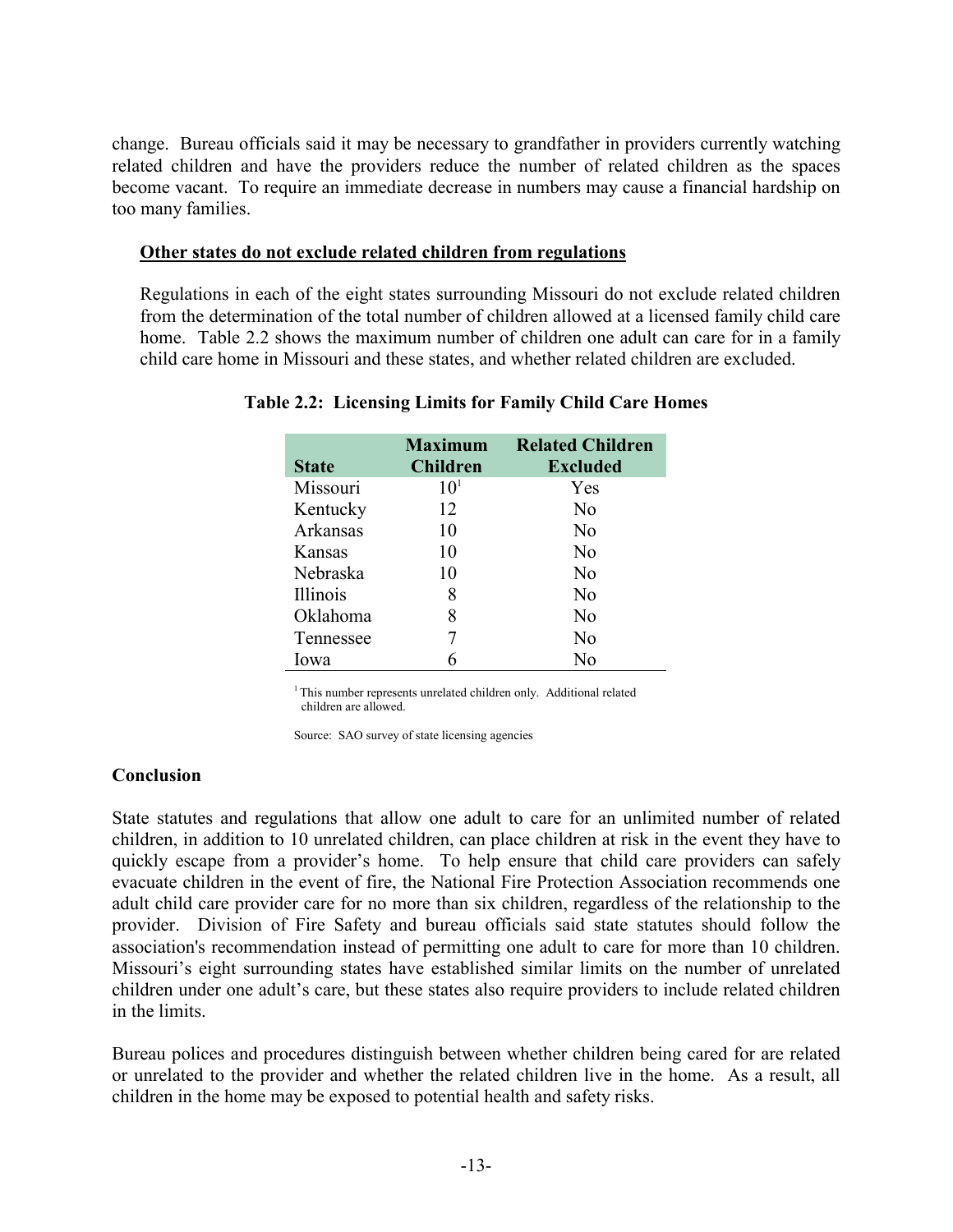change. Bureau officials said it may be necessary to grandfather in providers currently watching related children and have the providers reduce the number of related children as the spaces become vacant. To require an immediate decrease in numbers may cause a financial hardship on too many families.

**Other states do not exclude related children from regulations**

Regulations in each of the eight states surrounding Missouri do not exclude related children from the determination of the total number of children allowed at a licensed family child care home. Table 2.2 shows the maximum number of children one adult can care for in a family child care home in Missouri and these states, and whether related children are excluded.

**Table 2.2: Licensing Limits for Family Child Care Homes**

| State | Maximum Children | Related Children Excluded |
|---|---|---|
| Missouri | 10[1] | Yes |
| Kentucky | 12 | No |
| Arkansas | 10 | No |
| Kansas | 10 | No |
| Nebraska | 10 | No |
| Illinois | 8 | No |
| Oklahoma | 8 | No |
| Tennessee | 7 | No |
| Iowa | 6 | No |

[1] This number represents unrelated children only. Additional related children are allowed.

Source: SAO survey of state licensing agencies

**Conclusion**

State statutes and regulations that allow one adult to care for an unlimited number of related children, in addition to 10 unrelated children, can place children at risk in the event they have to quickly escape from a provider's home. To help ensure that child care providers can safely evacuate children in the event of fire, the National Fire Protection Association recommends one adult child care provider care for no more than six children, regardless of the relationship to the provider. Division of Fire Safety and bureau officials said state statutes should follow the association's recommendation instead of permitting one adult to care for more than 10 children. Missouri's eight surrounding states have established similar limits on the number of unrelated children under one adult's care, but these states also require providers to include related children in the limits.

Bureau polices and procedures distinguish between whether children being cared for are related or unrelated to the provider and whether the related children live in the home. As a result, all children in the home may be exposed to potential health and safety risks.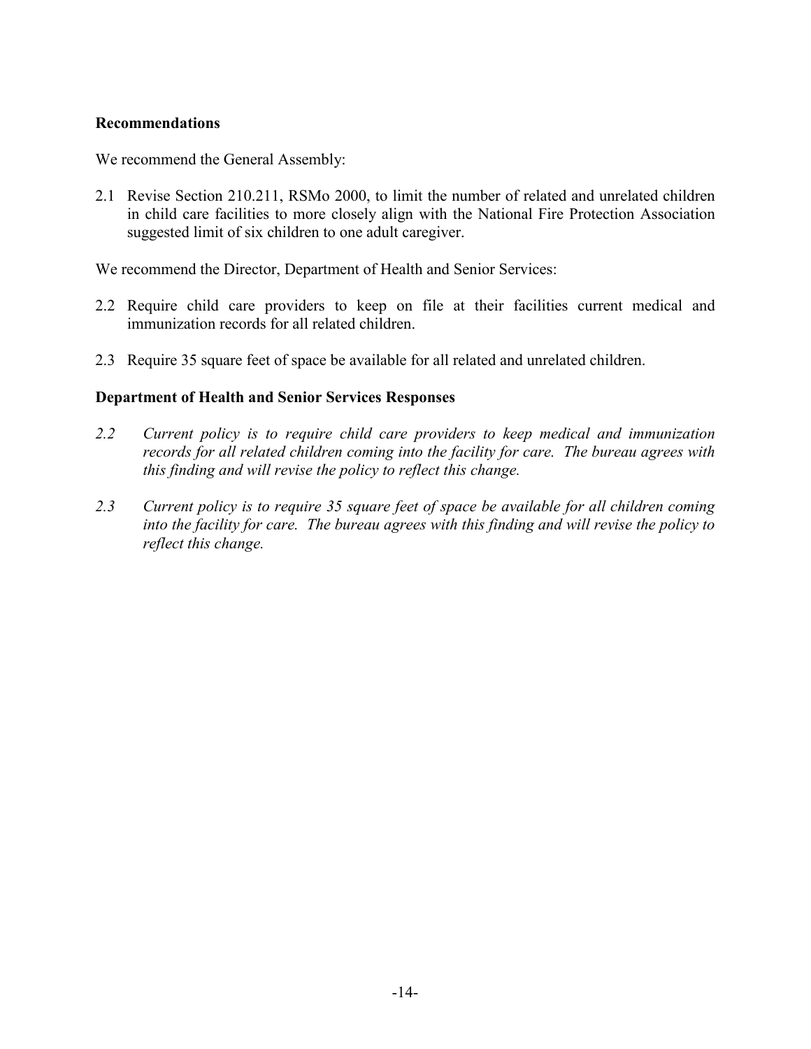**Recommendations**

We recommend the General Assembly:

2.1 Revise Section 210.211, RSMo 2000, to limit the number of related and unrelated children in child care facilities to more closely align with the National Fire Protection Association suggested limit of six children to one adult caregiver.

We recommend the Director, Department of Health and Senior Services:

2.2 Require child care providers to keep on file at their facilities current medical and immunization records for all related children.

2.3 Require 35 square feet of space be available for all related and unrelated children.

**Department of Health and Senior Services Responses**

*2.2 Current policy is to require child care providers to keep medical and immunization records for all related children coming into the facility for care. The bureau agrees with this finding and will revise the policy to reflect this change.*

*2.3 Current policy is to require 35 square feet of space be available for all children coming into the facility for care. The bureau agrees with this finding and will revise the policy to reflect this change.*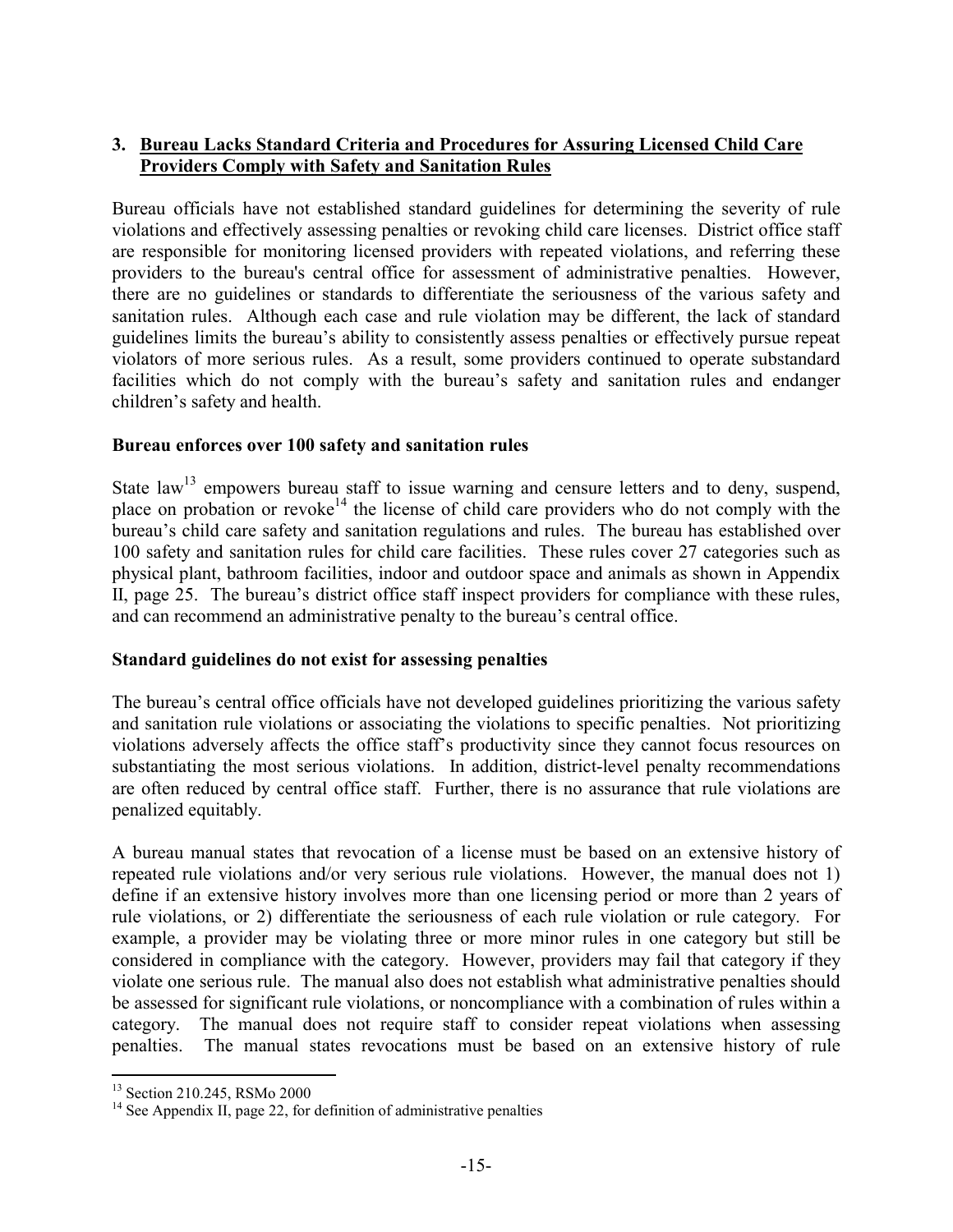### 3. Bureau Lacks Standard Criteria and Procedures for Assuring Licensed Child Care Providers Comply with Safety and Sanitation Rules

Bureau officials have not established standard guidelines for determining the severity of rule violations and effectively assessing penalties or revoking child care licenses. District office staff are responsible for monitoring licensed providers with repeated violations, and referring these providers to the bureau's central office for assessment of administrative penalties. However, there are no guidelines or standards to differentiate the seriousness of the various safety and sanitation rules. Although each case and rule violation may be different, the lack of standard guidelines limits the bureau's ability to consistently assess penalties or effectively pursue repeat violators of more serious rules. As a result, some providers continued to operate substandard facilities which do not comply with the bureau's safety and sanitation rules and endanger children's safety and health.

**Bureau enforces over 100 safety and sanitation rules**

State law[13] empowers bureau staff to issue warning and censure letters and to deny, suspend, place on probation or revoke[14] the license of child care providers who do not comply with the bureau's child care safety and sanitation regulations and rules. The bureau has established over 100 safety and sanitation rules for child care facilities. These rules cover 27 categories such as physical plant, bathroom facilities, indoor and outdoor space and animals as shown in Appendix II, page 25. The bureau's district office staff inspect providers for compliance with these rules, and can recommend an administrative penalty to the bureau's central office.

**Standard guidelines do not exist for assessing penalties**

The bureau's central office officials have not developed guidelines prioritizing the various safety and sanitation rule violations or associating the violations to specific penalties. Not prioritizing violations adversely affects the office staff's productivity since they cannot focus resources on substantiating the most serious violations. In addition, district-level penalty recommendations are often reduced by central office staff. Further, there is no assurance that rule violations are penalized equitably.

A bureau manual states that revocation of a license must be based on an extensive history of repeated rule violations and/or very serious rule violations. However, the manual does not 1) define if an extensive history involves more than one licensing period or more than 2 years of rule violations, or 2) differentiate the seriousness of each rule violation or rule category. For example, a provider may be violating three or more minor rules in one category but still be considered in compliance with the category. However, providers may fail that category if they violate one serious rule. The manual also does not establish what administrative penalties should be assessed for significant rule violations, or noncompliance with a combination of rules within a category. The manual does not require staff to consider repeat violations when assessing penalties. The manual states revocations must be based on an extensive history of rule

[13] Section 210.245, RSMo 2000

[14] See Appendix II, page 22, for definition of administrative penalties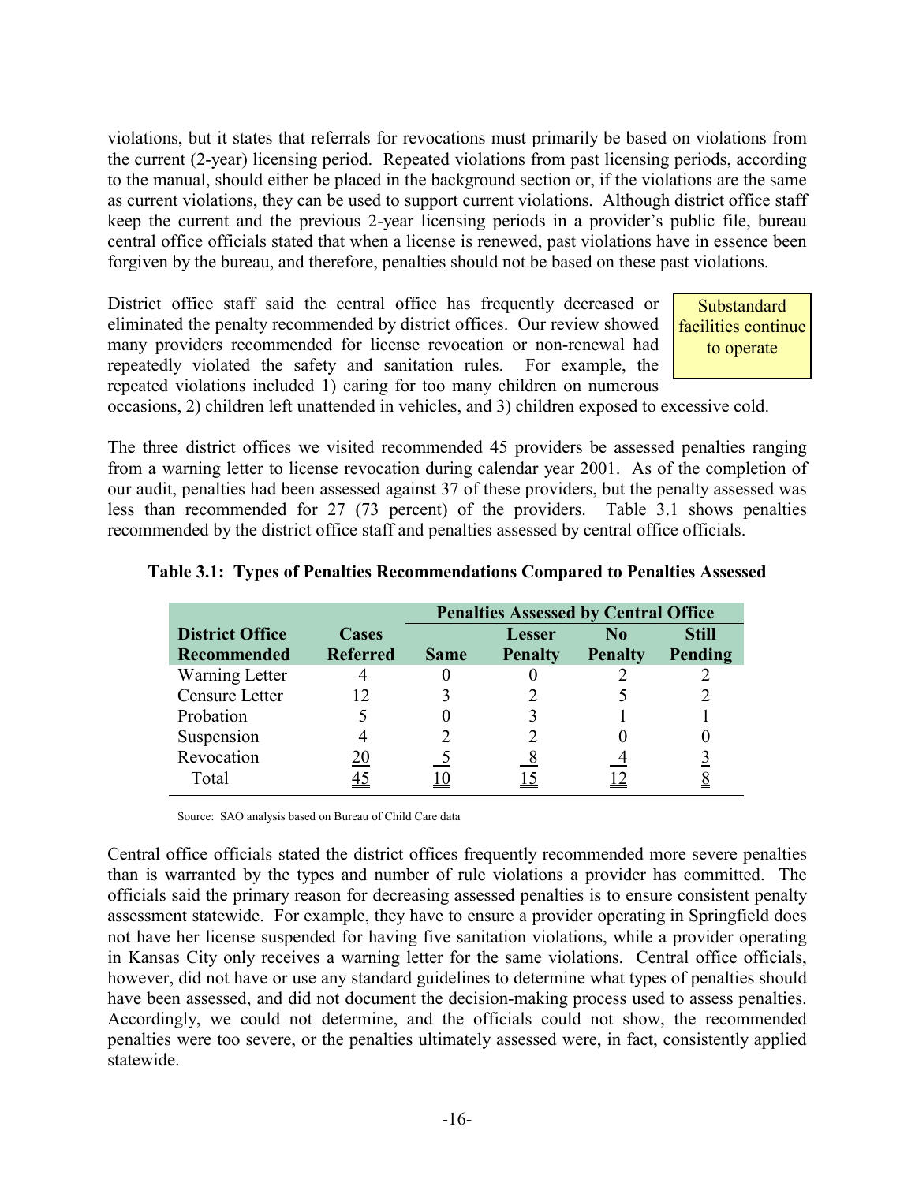violations, but it states that referrals for revocations must primarily be based on violations from the current (2-year) licensing period. Repeated violations from past licensing periods, according to the manual, should either be placed in the background section or, if the violations are the same as current violations, they can be used to support current violations. Although district office staff keep the current and the previous 2-year licensing periods in a provider's public file, bureau central office officials stated that when a license is renewed, past violations have in essence been forgiven by the bureau, and therefore, penalties should not be based on these past violations.

Substandard facilities continue to operate

District office staff said the central office has frequently decreased or eliminated the penalty recommended by district offices. Our review showed many providers recommended for license revocation or non-renewal had repeatedly violated the safety and sanitation rules. For example, the repeated violations included 1) caring for too many children on numerous occasions, 2) children left unattended in vehicles, and 3) children exposed to excessive cold.

The three district offices we visited recommended 45 providers be assessed penalties ranging from a warning letter to license revocation during calendar year 2001. As of the completion of our audit, penalties had been assessed against 37 of these providers, but the penalty assessed was less than recommended for 27 (73 percent) of the providers. Table 3.1 shows penalties recommended by the district office staff and penalties assessed by central office officials.

**Table 3.1: Types of Penalties Recommendations Compared to Penalties Assessed**

| | | Penalties Assessed by Central Office | | | |
|---|---|---|---|---|---|
| **District Office Recommended** | **Cases Referred** | **Same** | **Lesser Penalty** | **No Penalty** | **Still Pending** |
| Warning Letter | 4 | 0 | 0 | 2 | 2 |
| Censure Letter | 12 | 3 | 2 | 5 | 2 |
| Probation | 5 | 0 | 3 | 1 | 1 |
| Suspension | 4 | 2 | 2 | 0 | 0 |
| Revocation | 20 | 5 | 8 | 4 | 3 |
| Total | 45 | 10 | 15 | 12 | 8 |

Source: SAO analysis based on Bureau of Child Care data

Central office officials stated the district offices frequently recommended more severe penalties than is warranted by the types and number of rule violations a provider has committed. The officials said the primary reason for decreasing assessed penalties is to ensure consistent penalty assessment statewide. For example, they have to ensure a provider operating in Springfield does not have her license suspended for having five sanitation violations, while a provider operating in Kansas City only receives a warning letter for the same violations. Central office officials, however, did not have or use any standard guidelines to determine what types of penalties should have been assessed, and did not document the decision-making process used to assess penalties. Accordingly, we could not determine, and the officials could not show, the recommended penalties were too severe, or the penalties ultimately assessed were, in fact, consistently applied statewide.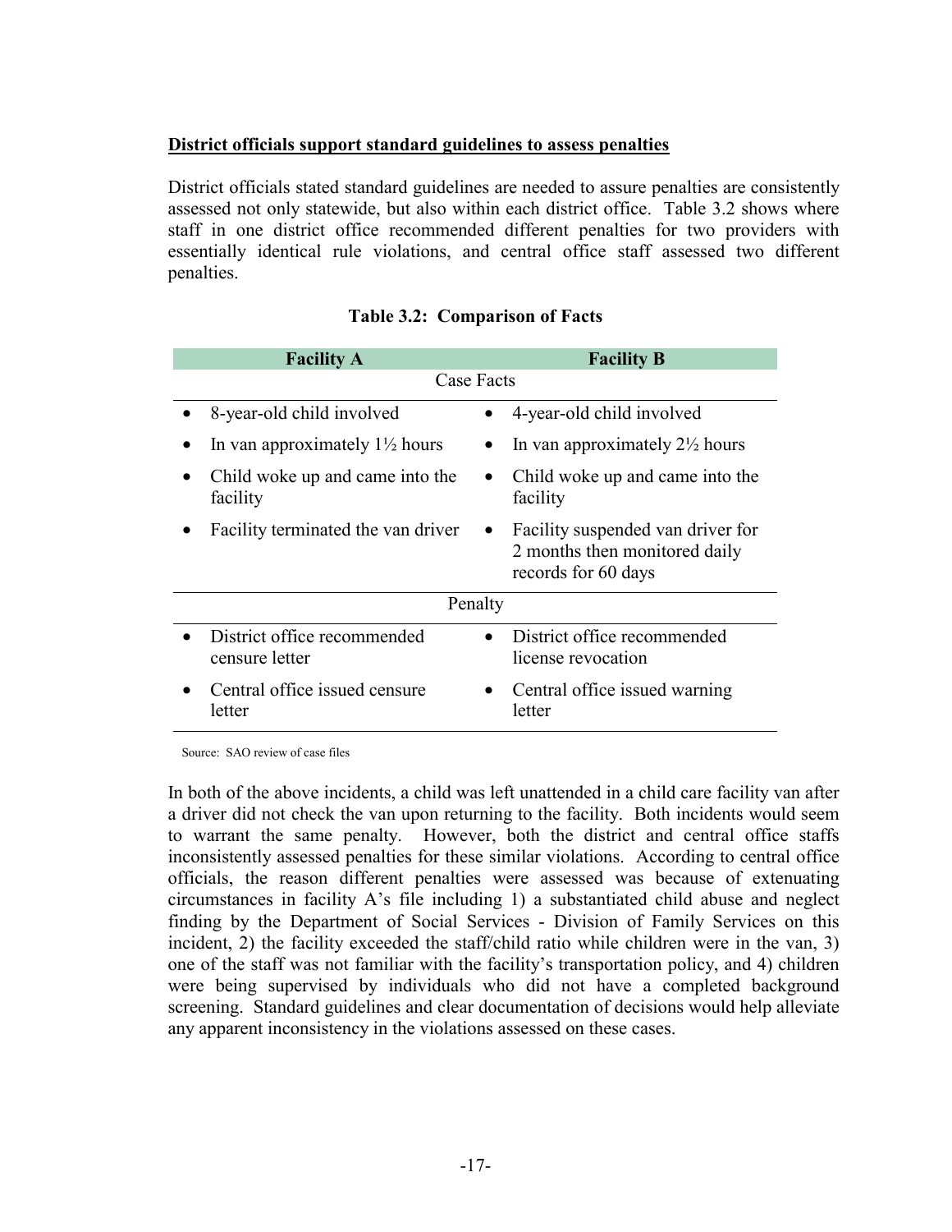**District officials support standard guidelines to assess penalties**

District officials stated standard guidelines are needed to assure penalties are consistently assessed not only statewide, but also within each district office. Table 3.2 shows where staff in one district office recommended different penalties for two providers with essentially identical rule violations, and central office staff assessed two different penalties.

**Table 3.2: Comparison of Facts**

| Facility A | Facility B |
|---|---|
| **Case Facts** | |
| • 8-year-old child involved | • 4-year-old child involved |
| • In van approximately 1½ hours | • In van approximately 2½ hours |
| • Child woke up and came into the facility | • Child woke up and came into the facility |
| • Facility terminated the van driver | • Facility suspended van driver for 2 months then monitored daily records for 60 days |
| **Penalty** | |
| • District office recommended censure letter | • District office recommended license revocation |
| • Central office issued censure letter | • Central office issued warning letter |

Source: SAO review of case files

In both of the above incidents, a child was left unattended in a child care facility van after a driver did not check the van upon returning to the facility. Both incidents would seem to warrant the same penalty. However, both the district and central office staffs inconsistently assessed penalties for these similar violations. According to central office officials, the reason different penalties were assessed was because of extenuating circumstances in facility A's file including 1) a substantiated child abuse and neglect finding by the Department of Social Services - Division of Family Services on this incident, 2) the facility exceeded the staff/child ratio while children were in the van, 3) one of the staff was not familiar with the facility's transportation policy, and 4) children were being supervised by individuals who did not have a completed background screening. Standard guidelines and clear documentation of decisions would help alleviate any apparent inconsistency in the violations assessed on these cases.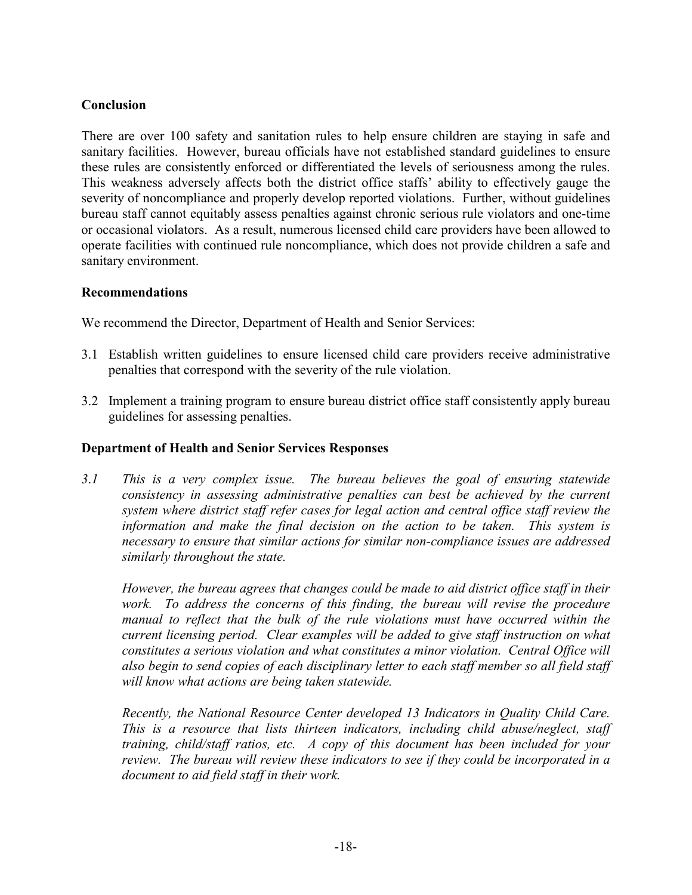## Conclusion

There are over 100 safety and sanitation rules to help ensure children are staying in safe and sanitary facilities. However, bureau officials have not established standard guidelines to ensure these rules are consistently enforced or differentiated the levels of seriousness among the rules. This weakness adversely affects both the district office staffs' ability to effectively gauge the severity of noncompliance and properly develop reported violations. Further, without guidelines bureau staff cannot equitably assess penalties against chronic serious rule violators and one-time or occasional violators. As a result, numerous licensed child care providers have been allowed to operate facilities with continued rule noncompliance, which does not provide children a safe and sanitary environment.

## Recommendations

We recommend the Director, Department of Health and Senior Services:

3.1 Establish written guidelines to ensure licensed child care providers receive administrative penalties that correspond with the severity of the rule violation.

3.2 Implement a training program to ensure bureau district office staff consistently apply bureau guidelines for assessing penalties.

## Department of Health and Senior Services Responses

*3.1 This is a very complex issue. The bureau believes the goal of ensuring statewide consistency in assessing administrative penalties can best be achieved by the current system where district staff refer cases for legal action and central office staff review the information and make the final decision on the action to be taken. This system is necessary to ensure that similar actions for similar non-compliance issues are addressed similarly throughout the state.*

*However, the bureau agrees that changes could be made to aid district office staff in their work. To address the concerns of this finding, the bureau will revise the procedure manual to reflect that the bulk of the rule violations must have occurred within the current licensing period. Clear examples will be added to give staff instruction on what constitutes a serious violation and what constitutes a minor violation. Central Office will also begin to send copies of each disciplinary letter to each staff member so all field staff will know what actions are being taken statewide.*

*Recently, the National Resource Center developed 13 Indicators in Quality Child Care. This is a resource that lists thirteen indicators, including child abuse/neglect, staff training, child/staff ratios, etc. A copy of this document has been included for your review. The bureau will review these indicators to see if they could be incorporated in a document to aid field staff in their work.*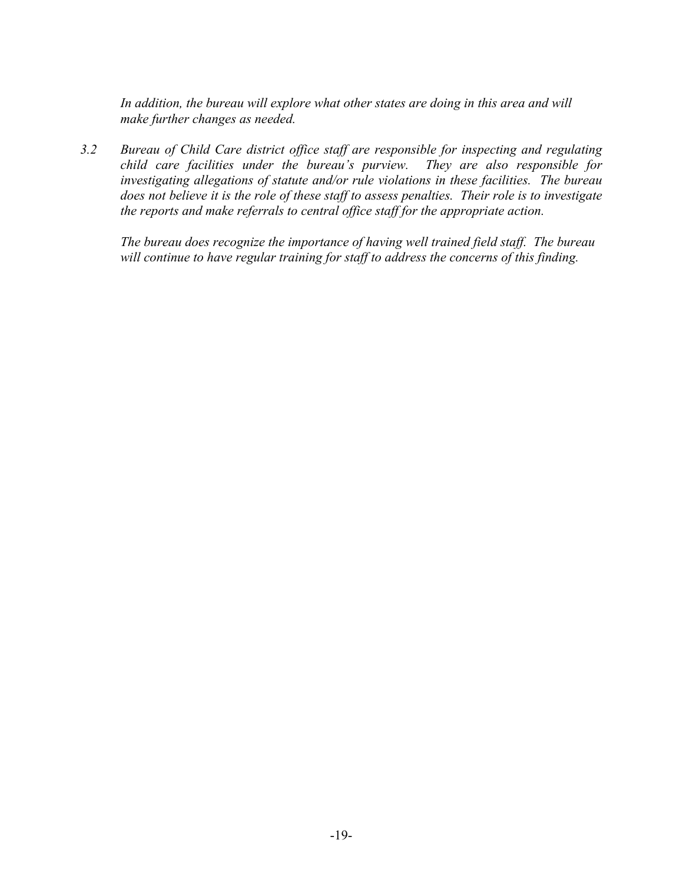*In addition, the bureau will explore what other states are doing in this area and will make further changes as needed.*

*3.2 Bureau of Child Care district office staff are responsible for inspecting and regulating child care facilities under the bureau's purview. They are also responsible for investigating allegations of statute and/or rule violations in these facilities. The bureau does not believe it is the role of these staff to assess penalties. Their role is to investigate the reports and make referrals to central office staff for the appropriate action.*

*The bureau does recognize the importance of having well trained field staff. The bureau will continue to have regular training for staff to address the concerns of this finding.*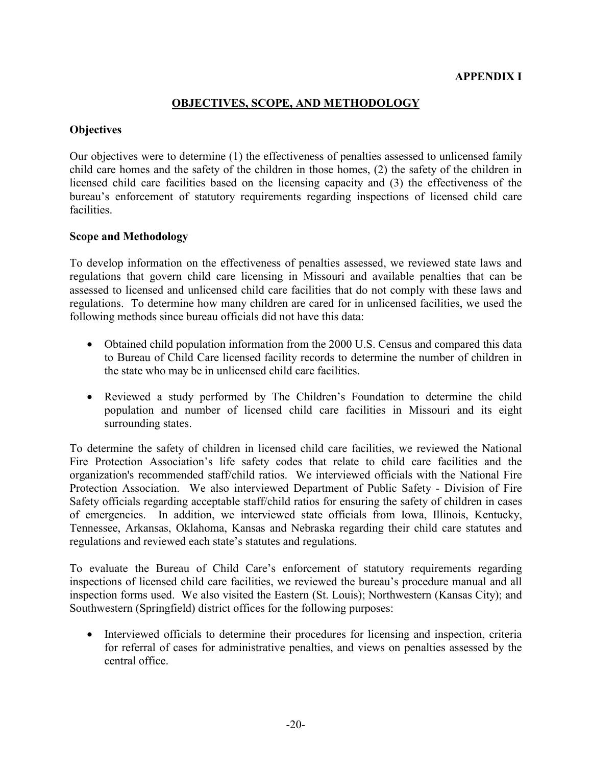**APPENDIX I**

## OBJECTIVES, SCOPE, AND METHODOLOGY

### Objectives

Our objectives were to determine (1) the effectiveness of penalties assessed to unlicensed family child care homes and the safety of the children in those homes, (2) the safety of the children in licensed child care facilities based on the licensing capacity and (3) the effectiveness of the bureau's enforcement of statutory requirements regarding inspections of licensed child care facilities.

### Scope and Methodology

To develop information on the effectiveness of penalties assessed, we reviewed state laws and regulations that govern child care licensing in Missouri and available penalties that can be assessed to licensed and unlicensed child care facilities that do not comply with these laws and regulations. To determine how many children are cared for in unlicensed facilities, we used the following methods since bureau officials did not have this data:

- Obtained child population information from the 2000 U.S. Census and compared this data to Bureau of Child Care licensed facility records to determine the number of children in the state who may be in unlicensed child care facilities.
- Reviewed a study performed by The Children's Foundation to determine the child population and number of licensed child care facilities in Missouri and its eight surrounding states.

To determine the safety of children in licensed child care facilities, we reviewed the National Fire Protection Association's life safety codes that relate to child care facilities and the organization's recommended staff/child ratios. We interviewed officials with the National Fire Protection Association. We also interviewed Department of Public Safety - Division of Fire Safety officials regarding acceptable staff/child ratios for ensuring the safety of children in cases of emergencies. In addition, we interviewed state officials from Iowa, Illinois, Kentucky, Tennessee, Arkansas, Oklahoma, Kansas and Nebraska regarding their child care statutes and regulations and reviewed each state's statutes and regulations.

To evaluate the Bureau of Child Care's enforcement of statutory requirements regarding inspections of licensed child care facilities, we reviewed the bureau's procedure manual and all inspection forms used. We also visited the Eastern (St. Louis); Northwestern (Kansas City); and Southwestern (Springfield) district offices for the following purposes:

- Interviewed officials to determine their procedures for licensing and inspection, criteria for referral of cases for administrative penalties, and views on penalties assessed by the central office.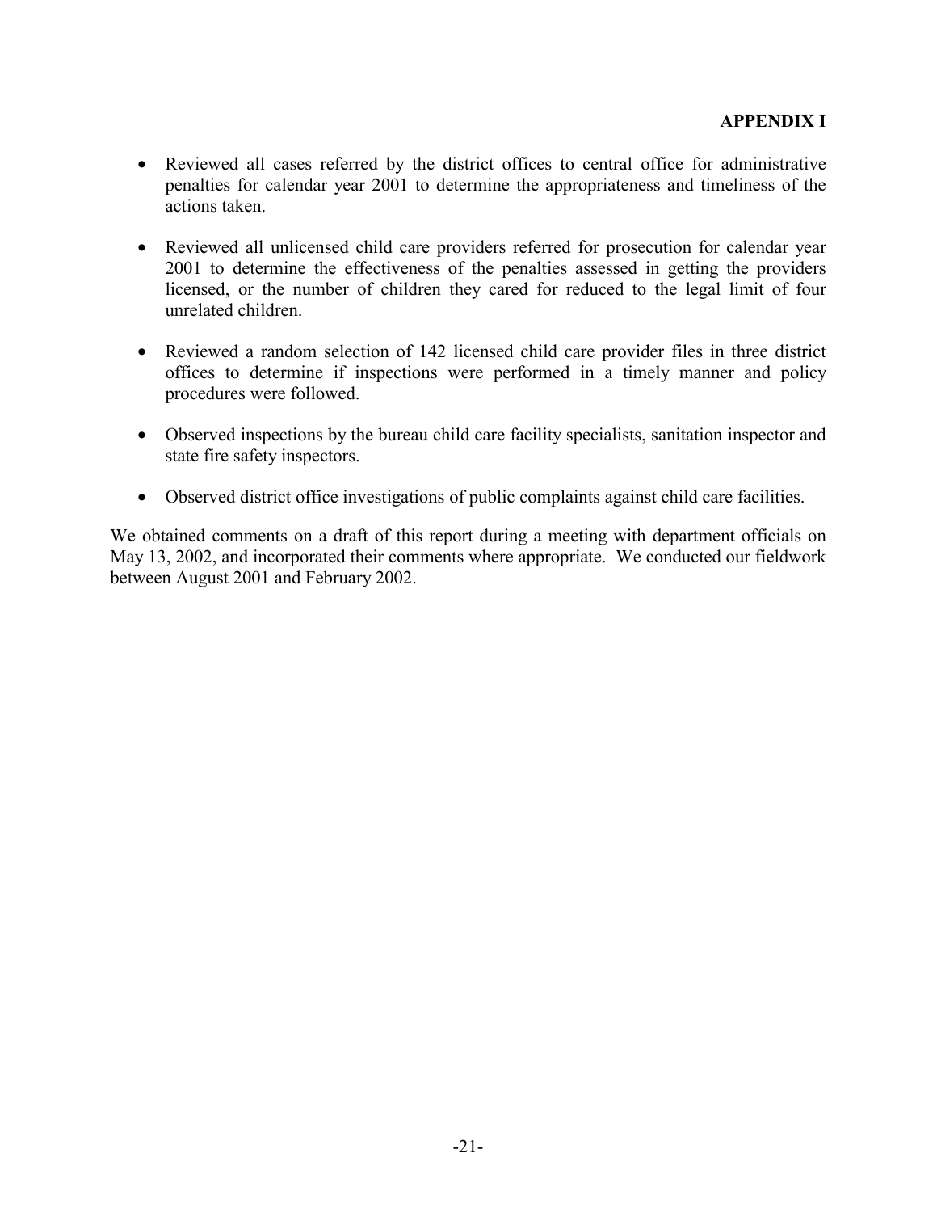**APPENDIX I**

- Reviewed all cases referred by the district offices to central office for administrative penalties for calendar year 2001 to determine the appropriateness and timeliness of the actions taken.

- Reviewed all unlicensed child care providers referred for prosecution for calendar year 2001 to determine the effectiveness of the penalties assessed in getting the providers licensed, or the number of children they cared for reduced to the legal limit of four unrelated children.

- Reviewed a random selection of 142 licensed child care provider files in three district offices to determine if inspections were performed in a timely manner and policy procedures were followed.

- Observed inspections by the bureau child care facility specialists, sanitation inspector and state fire safety inspectors.

- Observed district office investigations of public complaints against child care facilities.

We obtained comments on a draft of this report during a meeting with department officials on May 13, 2002, and incorporated their comments where appropriate. We conducted our fieldwork between August 2001 and February 2002.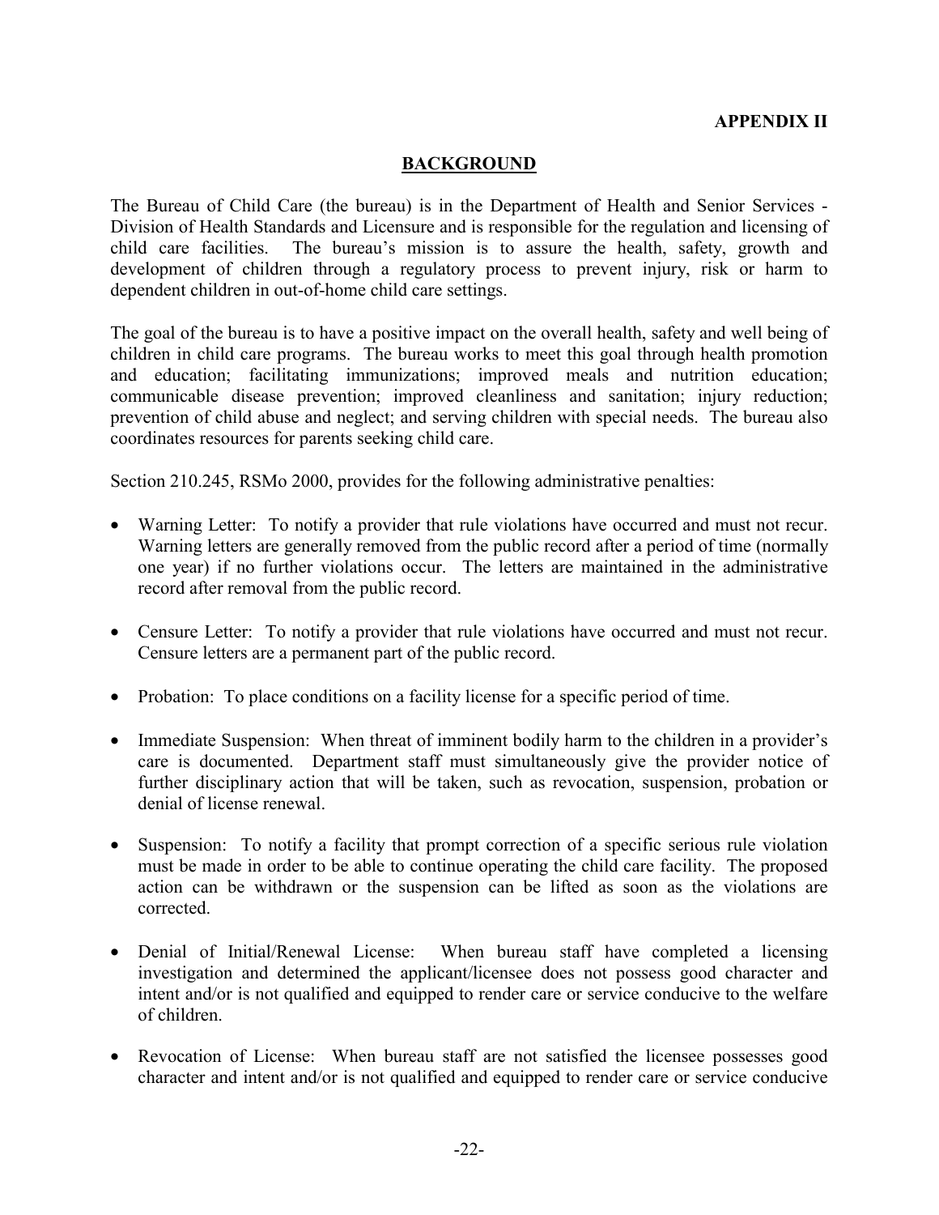**APPENDIX II**

## BACKGROUND

The Bureau of Child Care (the bureau) is in the Department of Health and Senior Services - Division of Health Standards and Licensure and is responsible for the regulation and licensing of child care facilities. The bureau's mission is to assure the health, safety, growth and development of children through a regulatory process to prevent injury, risk or harm to dependent children in out-of-home child care settings.

The goal of the bureau is to have a positive impact on the overall health, safety and well being of children in child care programs. The bureau works to meet this goal through health promotion and education; facilitating immunizations; improved meals and nutrition education; communicable disease prevention; improved cleanliness and sanitation; injury reduction; prevention of child abuse and neglect; and serving children with special needs. The bureau also coordinates resources for parents seeking child care.

Section 210.245, RSMo 2000, provides for the following administrative penalties:

- Warning Letter: To notify a provider that rule violations have occurred and must not recur. Warning letters are generally removed from the public record after a period of time (normally one year) if no further violations occur. The letters are maintained in the administrative record after removal from the public record.
- Censure Letter: To notify a provider that rule violations have occurred and must not recur. Censure letters are a permanent part of the public record.
- Probation: To place conditions on a facility license for a specific period of time.
- Immediate Suspension: When threat of imminent bodily harm to the children in a provider's care is documented. Department staff must simultaneously give the provider notice of further disciplinary action that will be taken, such as revocation, suspension, probation or denial of license renewal.
- Suspension: To notify a facility that prompt correction of a specific serious rule violation must be made in order to be able to continue operating the child care facility. The proposed action can be withdrawn or the suspension can be lifted as soon as the violations are corrected.
- Denial of Initial/Renewal License: When bureau staff have completed a licensing investigation and determined the applicant/licensee does not possess good character and intent and/or is not qualified and equipped to render care or service conducive to the welfare of children.
- Revocation of License: When bureau staff are not satisfied the licensee possesses good character and intent and/or is not qualified and equipped to render care or service conducive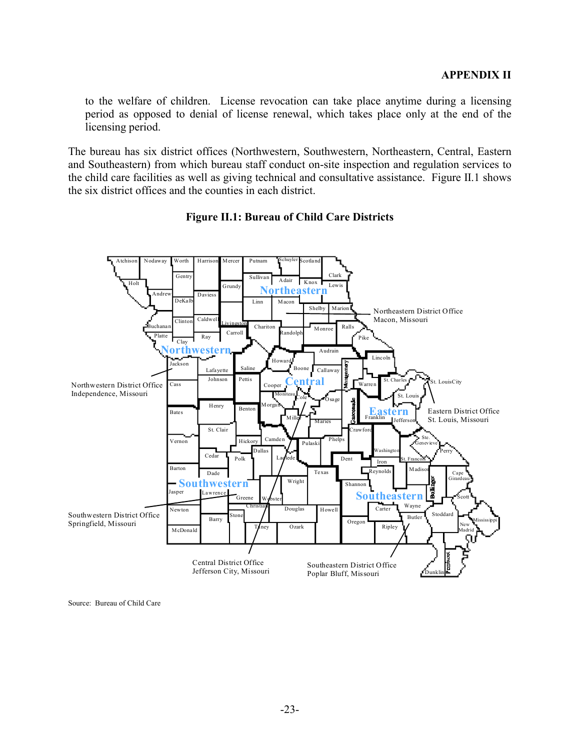to the welfare of children. License revocation can take place anytime during a licensing period as opposed to denial of license renewal, which takes place only at the end of the licensing period.

The bureau has six district offices (Northwestern, Southwestern, Northeastern, Central, Eastern and Southeastern) from which bureau staff conduct on-site inspection and regulation services to the child care facilities as well as giving technical and consultative assistance. Figure II.1 shows the six district offices and the counties in each district.

**Figure II.1: Bureau of Child Care Districts**

Northeastern District Office
Macon, Missouri

Northwestern District Office
Independence, Missouri

Eastern District Office
St. Louis, Missouri

Southwestern District Office
Springfield, Missouri

Central District Office
Jefferson City, Missouri

Southeastern District Office
Poplar Bluff, Missouri

Source: Bureau of Child Care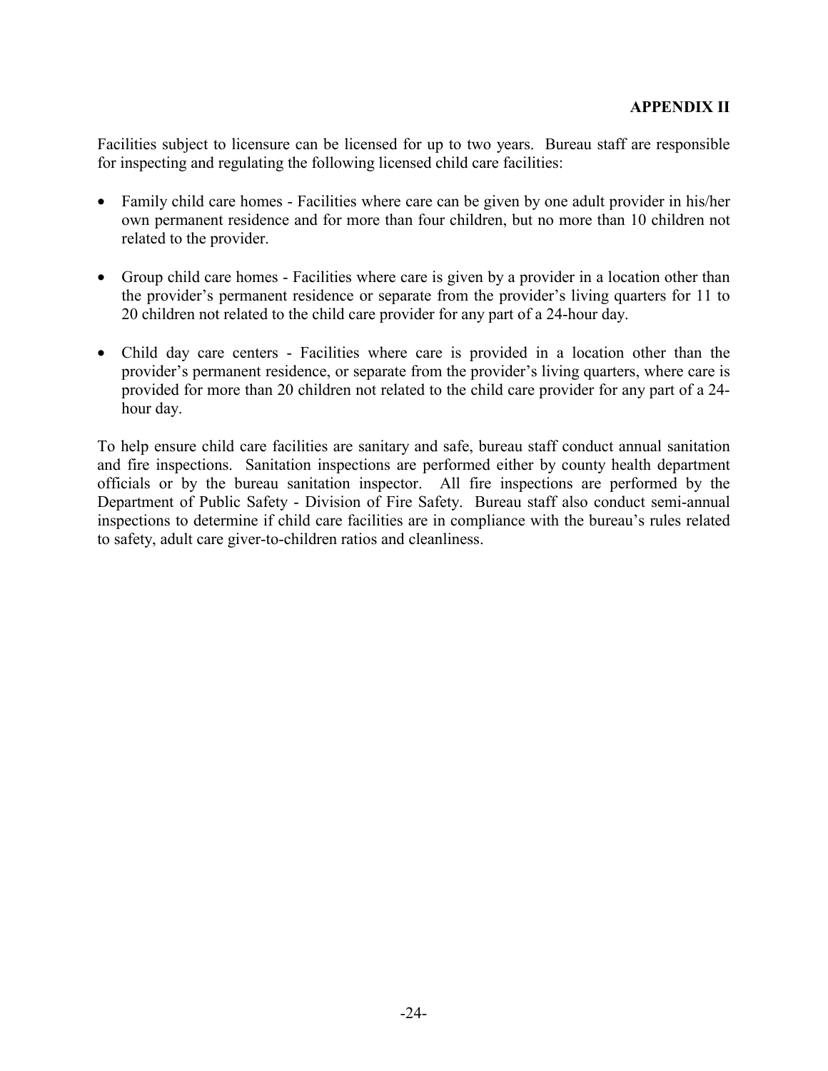## APPENDIX II

Facilities subject to licensure can be licensed for up to two years. Bureau staff are responsible for inspecting and regulating the following licensed child care facilities:

- Family child care homes - Facilities where care can be given by one adult provider in his/her own permanent residence and for more than four children, but no more than 10 children not related to the provider.
- Group child care homes - Facilities where care is given by a provider in a location other than the provider's permanent residence or separate from the provider's living quarters for 11 to 20 children not related to the child care provider for any part of a 24-hour day.
- Child day care centers - Facilities where care is provided in a location other than the provider's permanent residence, or separate from the provider's living quarters, where care is provided for more than 20 children not related to the child care provider for any part of a 24-hour day.

To help ensure child care facilities are sanitary and safe, bureau staff conduct annual sanitation and fire inspections. Sanitation inspections are performed either by county health department officials or by the bureau sanitation inspector. All fire inspections are performed by the Department of Public Safety - Division of Fire Safety. Bureau staff also conduct semi-annual inspections to determine if child care facilities are in compliance with the bureau's rules related to safety, adult care giver-to-children ratios and cleanliness.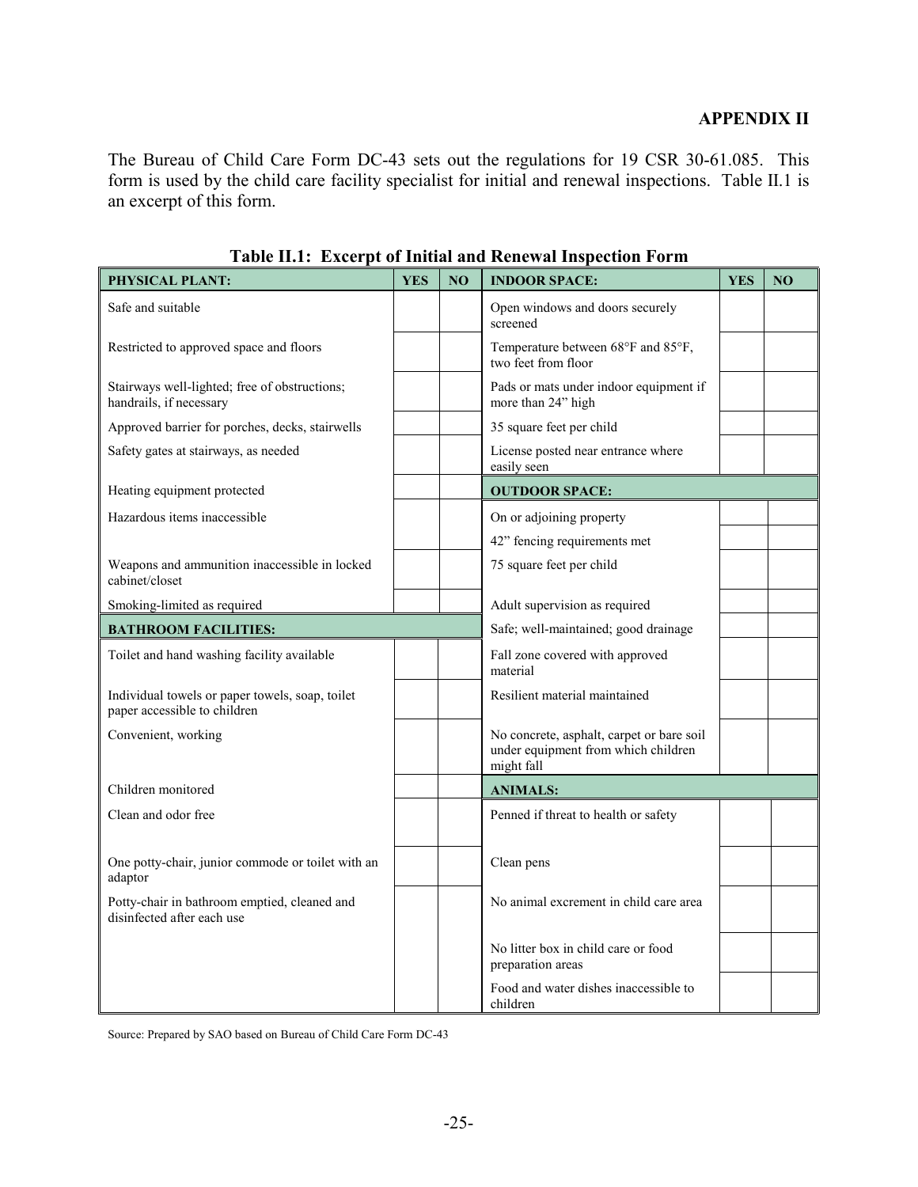**APPENDIX II**

The Bureau of Child Care Form DC-43 sets out the regulations for 19 CSR 30-61.085. This form is used by the child care facility specialist for initial and renewal inspections. Table II.1 is an excerpt of this form.

**Table II.1: Excerpt of Initial and Renewal Inspection Form**

| PHYSICAL PLANT: | YES | NO | INDOOR SPACE: | YES | NO |
|---|---|---|---|---|---|
| Safe and suitable | | | Open windows and doors securely screened | | |
| Restricted to approved space and floors | | | Temperature between 68°F and 85°F, two feet from floor | | |
| Stairways well-lighted; free of obstructions; handrails, if necessary | | | Pads or mats under indoor equipment if more than 24" high | | |
| Approved barrier for porches, decks, stairwells | | | 35 square feet per child | | |
| Safety gates at stairways, as needed | | | License posted near entrance where easily seen | | |
| Heating equipment protected | | | **OUTDOOR SPACE:** | | |
| Hazardous items inaccessible | | | On or adjoining property | | |
| | | | 42" fencing requirements met | | |
| Weapons and ammunition inaccessible in locked cabinet/closet | | | 75 square feet per child | | |
| Smoking-limited as required | | | Adult supervision as required | | |
| **BATHROOM FACILITIES:** | | | Safe; well-maintained; good drainage | | |
| Toilet and hand washing facility available | | | Fall zone covered with approved material | | |
| Individual towels or paper towels, soap, toilet paper accessible to children | | | Resilient material maintained | | |
| Convenient, working | | | No concrete, asphalt, carpet or bare soil under equipment from which children might fall | | |
| Children monitored | | | **ANIMALS:** | | |
| Clean and odor free | | | Penned if threat to health or safety | | |
| One potty-chair, junior commode or toilet with an adaptor | | | Clean pens | | |
| Potty-chair in bathroom emptied, cleaned and disinfected after each use | | | No animal excrement in child care area | | |
| | | | No litter box in child care or food preparation areas | | |
| | | | Food and water dishes inaccessible to children | | |

Source: Prepared by SAO based on Bureau of Child Care Form DC-43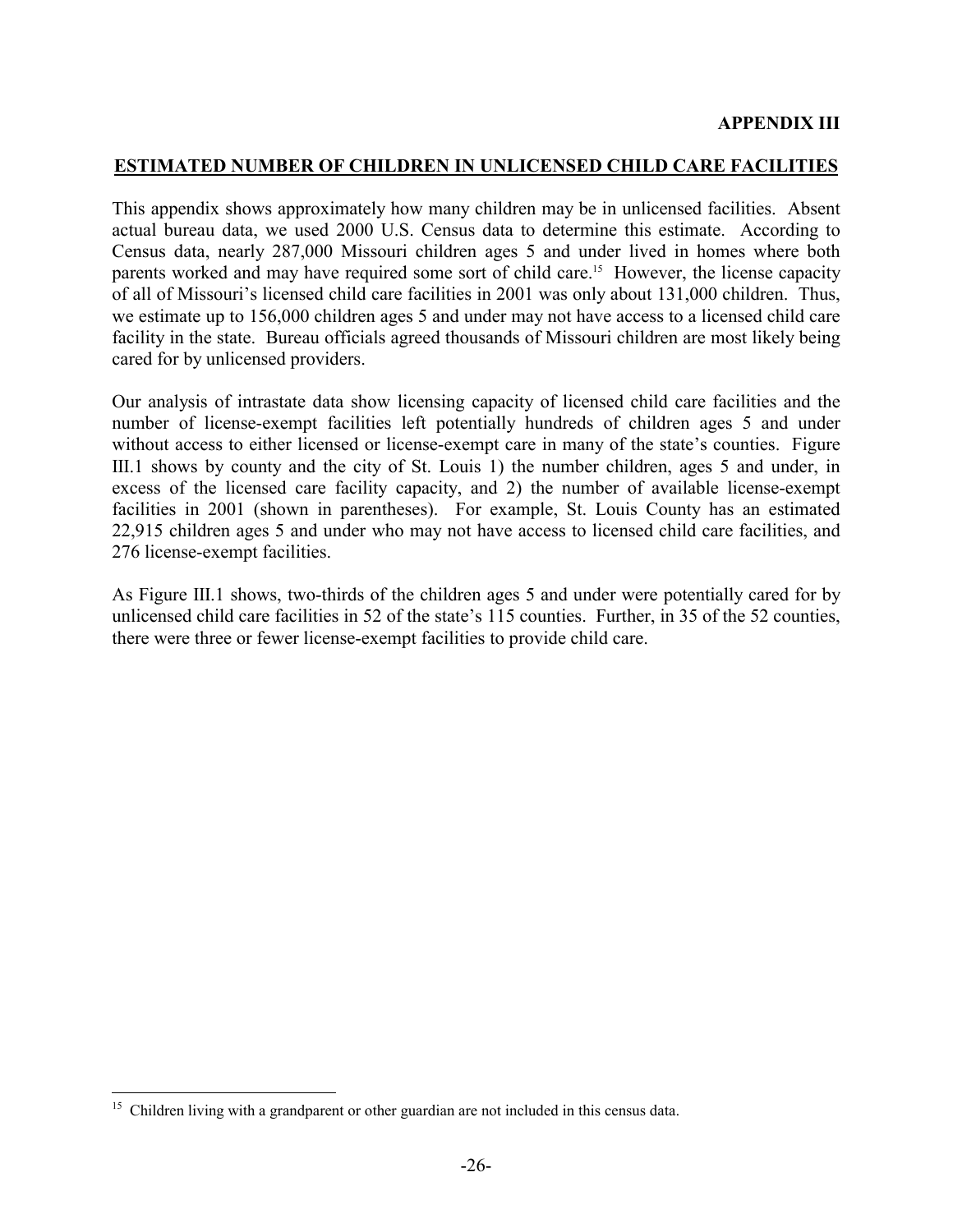**APPENDIX III**

## ESTIMATED NUMBER OF CHILDREN IN UNLICENSED CHILD CARE FACILITIES

This appendix shows approximately how many children may be in unlicensed facilities. Absent actual bureau data, we used 2000 U.S. Census data to determine this estimate. According to Census data, nearly 287,000 Missouri children ages 5 and under lived in homes where both parents worked and may have required some sort of child care.[15] However, the license capacity of all of Missouri's licensed child care facilities in 2001 was only about 131,000 children. Thus, we estimate up to 156,000 children ages 5 and under may not have access to a licensed child care facility in the state. Bureau officials agreed thousands of Missouri children are most likely being cared for by unlicensed providers.

Our analysis of intrastate data show licensing capacity of licensed child care facilities and the number of license-exempt facilities left potentially hundreds of children ages 5 and under without access to either licensed or license-exempt care in many of the state's counties. Figure III.1 shows by county and the city of St. Louis 1) the number children, ages 5 and under, in excess of the licensed care facility capacity, and 2) the number of available license-exempt facilities in 2001 (shown in parentheses). For example, St. Louis County has an estimated 22,915 children ages 5 and under who may not have access to licensed child care facilities, and 276 license-exempt facilities.

As Figure III.1 shows, two-thirds of the children ages 5 and under were potentially cared for by unlicensed child care facilities in 52 of the state's 115 counties. Further, in 35 of the 52 counties, there were three or fewer license-exempt facilities to provide child care.

---

[15] Children living with a grandparent or other guardian are not included in this census data.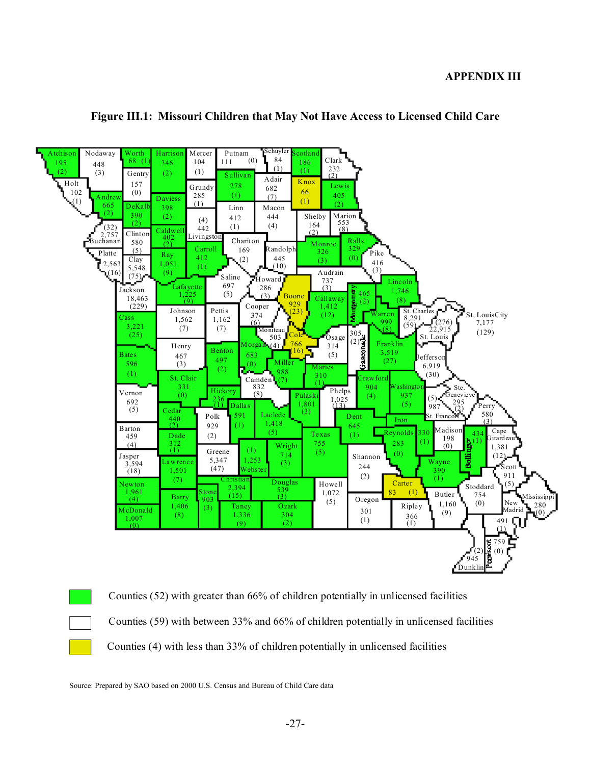# APPENDIX III

**Figure III.1: Missouri Children that May Not Have Access to Licensed Child Care**

Atchison 195 (2)
Nodaway 448 (3)
Worth 68 (1)
Harrison 346 (2)
Mercer 104 (1)
Putnam 111 (0)
Schuyler 84 (1)
Scotland 186 (1)
Clark 232 (2)
Holt 102 (1)
Gentry 157 (0)
Andrew 665 (2)
DeKalb 390 (2)
Daviess 398 (2)
Grundy 285 (1)
Sullivan 278 (1)
Adair 682 (7)
Knox 66 (1)
Lewis 405 (2)
Buchanan 2,757 (32)
Clinton 580 (5)
Caldwell 402 (2)
Livingston 442 (4)
Linn 412 (1)
Macon 444 (4)
Shelby 164 (2)
Marion 553 (8)
Platte 2,563 (16)
Clay 5,548 (75)
Ray 1,051 (9)
Carroll 412 (1)
Chariton 169 (2)
Randolph 445 (10)
Monroe 326 (3)
Ralls 329 (0)
Pike 416 (3)
Jackson 18,463 (229)
Lafayette 1,225 (9)
Saline 697 (5)
Howard 286 (3)
Boone 929 (23)
Audrain 737 (3)
Callaway 1,412 (12)
Montgomery 465 (2)
Lincoln 1,746 (8)
Cass 3,221 (25)
Johnson 1,562 (7)
Pettis 1,162 (7)
Cooper 374 (6)
Moniteau 503 (4)
Cole 766 (16)
Osage 314 (5)
Gasconade 305 (2)
Warren 999 (8)
St. Charles 8,291 (59)
St. Louis 22,915 (276)
St. Louis City 7,177 (129)
Henry 467 (3)
Benton 497 (2)
Morgan 683 (0)
Miller 988 (7)
Maries 310 (1)
Franklin 3,519 (27)
Jefferson 6,919 (30)
Bates 596 (1)
St. Clair 331 (0)
Camden 832 (8)
Hickory 236 (1)
Phelps 1,025 (13)
Crawford 904 (4)
Washington 937 (5)
Ste. Genevieve 295 (2)
St. Francois 987 (5)
Perry 580 (3)
Vernon 692 (5)
Cedar 440 (2)
Polk 929 (2)
Dallas 591 (1)
Laclede 1,418 (5)
Pulaski 1,801 (3)
Dent 645 (1)
Iron 330 (1)
Reynolds 283 (0)
Madison 198 (0)
Bollinger 434 (1)
Cape Girardeau 1,381 (12)
Barton 459 (4)
Dade 312 (1)
Greene 5,347 (47)
Webster 1,253 (1)
Wright 714 (3)
Texas 755 (5)
Shannon 244 (2)
Wayne 390 (1)
Scott 911 (5)
Jasper 3,594 (18)
Lawrence 1,501 (7)
Christian 2,394 (15)
Douglas 539 (3)
Howell 1,072 (5)
Carter 83 (1)
Butler 1,160 (9)
Stoddard 754 (0)
Mississippi 280 (0)
Newton 1,961 (4)
Stone 903 (3)
Taney 1,336 (9)
Ozark 304 (2)
Oregon 301 (1)
Ripley 366 (1)
New Madrid 491 (1)
McDonald 1,007 (0)
Barry 1,406 (8)
Pemiscot 759 (0)
Dunklin 945 (2)

Counties (52) with greater than 66% of children potentially in unlicensed facilities

Counties (59) with between 33% and 66% of children potentially in unlicensed facilities

Counties (4) with less than 33% of children potentially in unlicensed facilities

Source: Prepared by SAO based on 2000 U.S. Census and Bureau of Child Care data